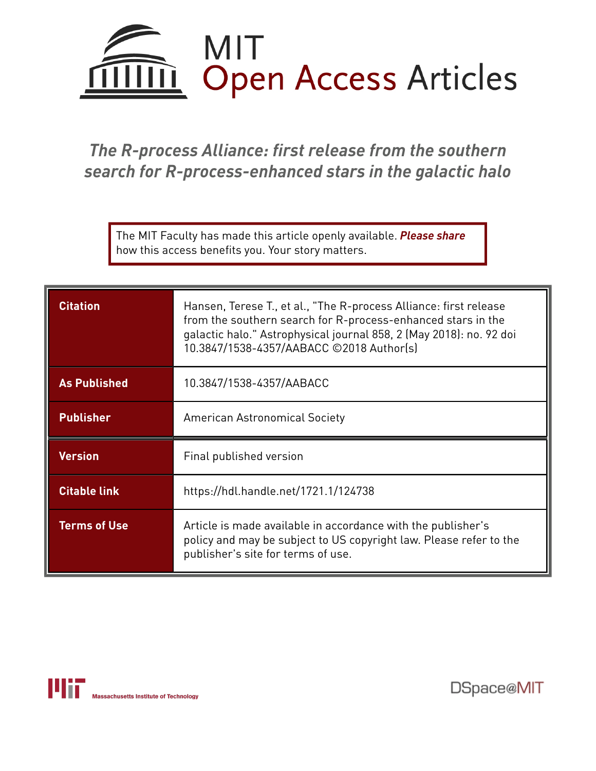# MIT Open Access Articles

## *The R-process Alliance: first release from the southern search for R-process-enhanced stars in the galactic halo*

The MIT Faculty has made this article openly available. ***Please share*** how this access benefits you. Your story matters.

| | |
|---|---|
| **Citation** | Hansen, Terese T., et al., "The R-process Alliance: first release from the southern search for R-process-enhanced stars in the galactic halo." Astrophysical journal 858, 2 (May 2018): no. 92 doi 10.3847/1538-4357/AABACC ©2018 Author(s) |
| **As Published** | 10.3847/1538-4357/AABACC |
| **Publisher** | American Astronomical Society |
| **Version** | Final published version |
| **Citable link** | https://hdl.handle.net/1721.1/124738 |
| **Terms of Use** | Article is made available in accordance with the publisher's policy and may be subject to US copyright law. Please refer to the publisher's site for terms of use. |

Massachusetts Institute of Technology

DSpace@MIT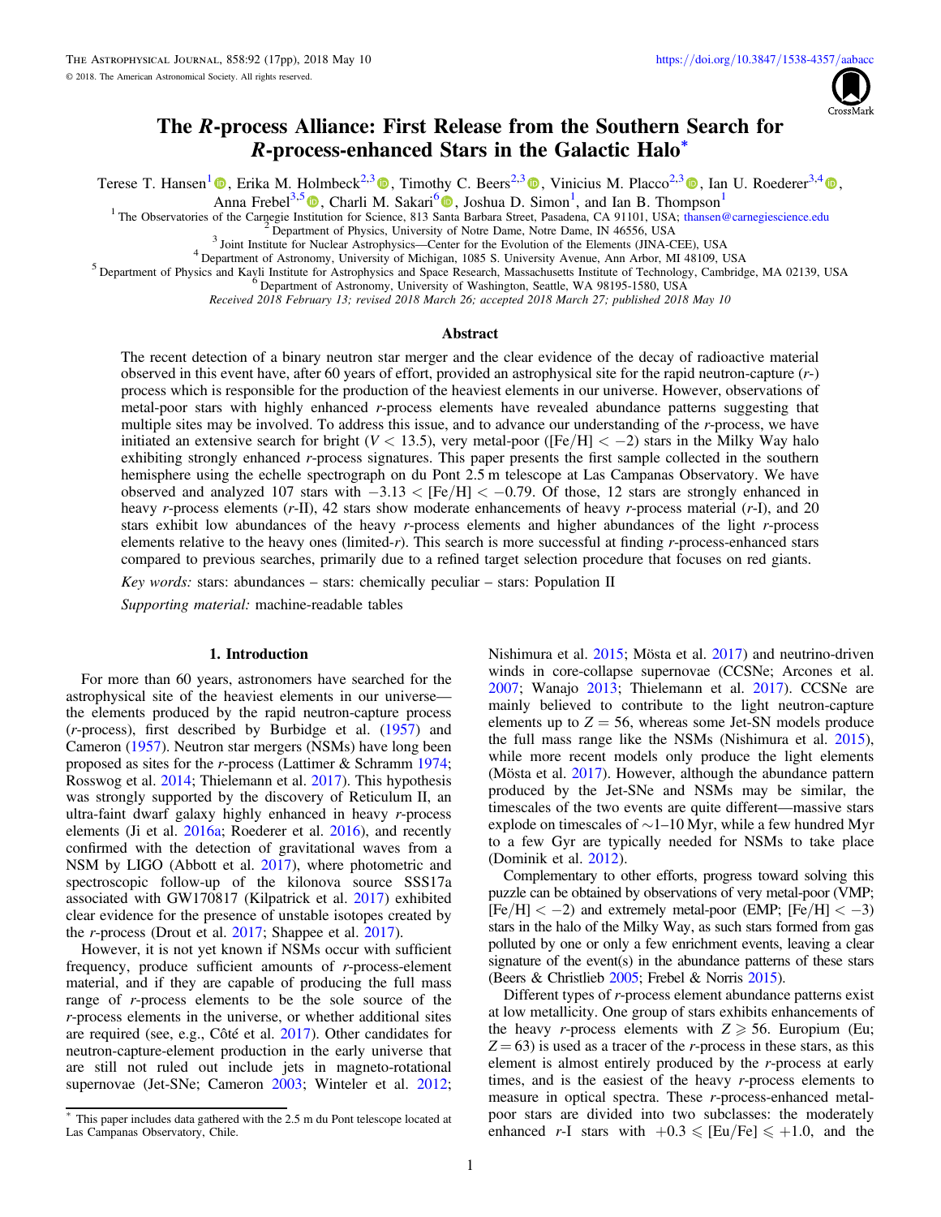# The *R*-process Alliance: First Release from the Southern Search for *R*-process-enhanced Stars in the Galactic Halo*

Terese T. Hansen[1], Erika M. Holmbeck[2,3], Timothy C. Beers[2,3], Vinicius M. Placco[2,3], Ian U. Roederer[3,4], Anna Frebel[3,5], Charli M. Sakari[6], Joshua D. Simon[1], and Ian B. Thompson[1]

[1] The Observatories of the Carnegie Institution for Science, 813 Santa Barbara Street, Pasadena, CA 91101, USA; thansen@carnegiescience.edu

[2] Department of Physics, University of Notre Dame, Notre Dame, IN 46556, USA

[3] Joint Institute for Nuclear Astrophysics—Center for the Evolution of the Elements (JINA-CEE), USA

[4] Department of Astronomy, University of Michigan, 1085 S. University Avenue, Ann Arbor, MI 48109, USA

[5] Department of Physics and Kavli Institute for Astrophysics and Space Research, Massachusetts Institute of Technology, Cambridge, MA 02139, USA

[6] Department of Astronomy, University of Washington, Seattle, WA 98195-1580, USA

*Received 2018 February 13; revised 2018 March 26; accepted 2018 March 27; published 2018 May 10*

## Abstract

The recent detection of a binary neutron star merger and the clear evidence of the decay of radioactive material observed in this event have, after 60 years of effort, provided an astrophysical site for the rapid neutron-capture (*r*-) process which is responsible for the production of the heaviest elements in our universe. However, observations of metal-poor stars with highly enhanced *r*-process elements have revealed abundance patterns suggesting that multiple sites may be involved. To address this issue, and to advance our understanding of the *r*-process, we have initiated an extensive search for bright ($V < 13.5$), very metal-poor ($[\mathrm{Fe/H}] < -2$) stars in the Milky Way halo exhibiting strongly enhanced *r*-process signatures. This paper presents the first sample collected in the southern hemisphere using the echelle spectrograph on du Pont 2.5 m telescope at Las Campanas Observatory. We have observed and analyzed 107 stars with $-3.13 < [\mathrm{Fe/H}] < -0.79$. Of those, 12 stars are strongly enhanced in heavy *r*-process elements (*r*-II), 42 stars show moderate enhancements of heavy *r*-process material (*r*-I), and 20 stars exhibit low abundances of the heavy *r*-process elements and higher abundances of the light *r*-process elements relative to the heavy ones (limited-*r*). This search is more successful at finding *r*-process-enhanced stars compared to previous searches, primarily due to a refined target selection procedure that focuses on red giants.

*Key words:* stars: abundances – stars: chemically peculiar – stars: Population II

*Supporting material:* machine-readable tables

## 1. Introduction

For more than 60 years, astronomers have searched for the astrophysical site of the heaviest elements in our universe—the elements produced by the rapid neutron-capture process (*r*-process), first described by Burbidge et al. (1957) and Cameron (1957). Neutron star mergers (NSMs) have long been proposed as sites for the *r*-process (Lattimer & Schramm 1974; Rosswog et al. 2014; Thielemann et al. 2017). This hypothesis was strongly supported by the discovery of Reticulum II, an ultra-faint dwarf galaxy highly enhanced in heavy *r*-process elements (Ji et al. 2016a; Roederer et al. 2016), and recently confirmed with the detection of gravitational waves from a NSM by LIGO (Abbott et al. 2017), where photometric and spectroscopic follow-up of the kilonova source SSS17a associated with GW170817 (Kilpatrick et al. 2017) exhibited clear evidence for the presence of unstable isotopes created by the *r*-process (Drout et al. 2017; Shappee et al. 2017).

However, it is not yet known if NSMs occur with sufficient frequency, produce sufficient amounts of *r*-process-element material, and if they are capable of producing the full mass range of *r*-process elements to be the sole source of the *r*-process elements in the universe, or whether additional sites are required (see, e.g., Côté et al. 2017). Other candidates for neutron-capture-element production in the early universe that are still not ruled out include jets in magneto-rotational supernovae (Jet-SNe; Cameron 2003; Winteler et al. 2012; Nishimura et al. 2015; Mösta et al. 2017) and neutrino-driven winds in core-collapse supernovae (CCSNe; Arcones et al. 2007; Wanajo 2013; Thielemann et al. 2017). CCSNe are mainly believed to contribute to the light neutron-capture elements up to $Z = 56$, whereas some Jet-SN models produce the full mass range like the NSMs (Nishimura et al. 2015), while more recent models only produce the light elements (Mösta et al. 2017). However, although the abundance pattern produced by the Jet-SNe and NSMs may be similar, the timescales of the two events are quite different—massive stars explode on timescales of ~1–10 Myr, while a few hundred Myr to a few Gyr are typically needed for NSMs to take place (Dominik et al. 2012).

Complementary to other efforts, progress toward solving this puzzle can be obtained by observations of very metal-poor (VMP; $[\mathrm{Fe/H}] < -2$) and extremely metal-poor (EMP; $[\mathrm{Fe/H}] < -3$) stars in the halo of the Milky Way, as such stars formed from gas polluted by one or only a few enrichment events, leaving a clear signature of the event(s) in the abundance patterns of these stars (Beers & Christlieb 2005; Frebel & Norris 2015).

Different types of *r*-process element abundance patterns exist at low metallicity. One group of stars exhibits enhancements of the heavy *r*-process elements with $Z \geqslant 56$. Europium (Eu; $Z = 63$) is used as a tracer of the *r*-process in these stars, as this element is almost entirely produced by the *r*-process at early times, and is the easiest of the heavy *r*-process elements to measure in optical spectra. These *r*-process-enhanced metal-poor stars are divided into two subclasses: the moderately enhanced *r*-I stars with $+0.3 \leqslant [\mathrm{Eu/Fe}] \leqslant +1.0$, and the

* This paper includes data gathered with the 2.5 m du Pont telescope located at Las Campanas Observatory, Chile.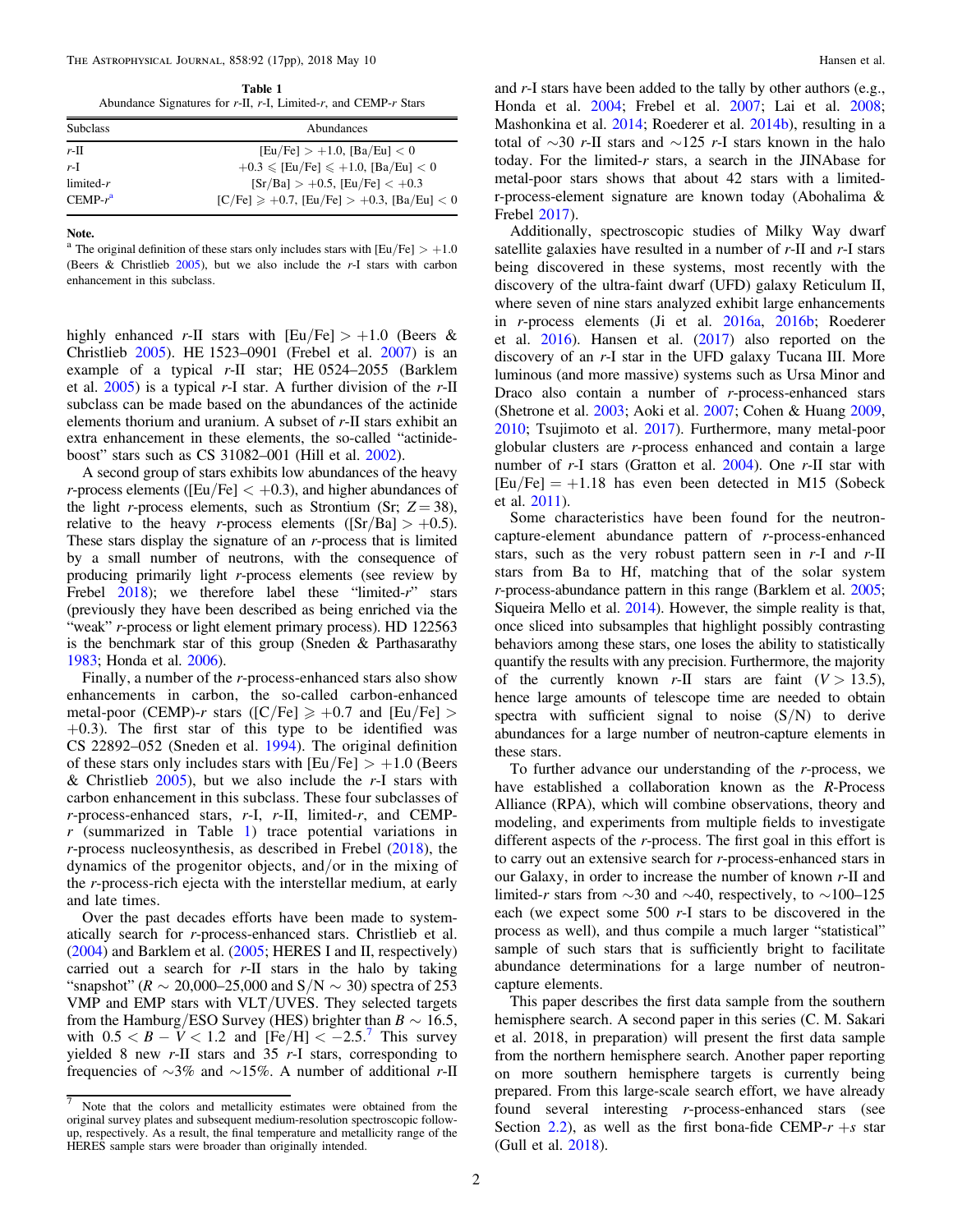**Table 1**
Abundance Signatures for *r*-II, *r*-I, Limited-*r*, and CEMP-*r* Stars

| Subclass | Abundances |
| --- | --- |
| *r*-II | [Eu/Fe] $> +1.0$, [Ba/Eu] $< 0$ |
| *r*-I | $+0.3 \leqslant$ [Eu/Fe] $\leqslant +1.0$, [Ba/Eu] $< 0$ |
| limited-*r* | [Sr/Ba] $> +0.5$, [Eu/Fe] $< +0.3$ |
| CEMP-*r*[a] | [C/Fe] $\geqslant +0.7$, [Eu/Fe] $> +0.3$, [Ba/Eu] $< 0$ |

**Note.**
[a] The original definition of these stars only includes stars with [Eu/Fe] $> +1.0$ (Beers & Christlieb 2005), but we also include the *r* stars with carbon enhancement in this subclass.

highly enhanced *r*-II stars with [Eu/Fe] $> +1.0$ (Beers & Christlieb 2005). HE 1523–0901 (Frebel et al. 2007) is an example of a typical *r*-II star; HE 0524–2055 (Barklem et al. 2005) is a typical *r*-I star. A further division of the *r*-II subclass can be made based on the abundances of the actinide elements thorium and uranium. A subset of *r*-II stars exhibit an extra enhancement in these elements, the so-called "actinide-boost" stars such as CS 31082–001 (Hill et al. 2002).

A second group of stars exhibits low abundances of the heavy *r*-process elements ([Eu/Fe] $< +0.3$), and higher abundances of the light *r*-process elements, such as Strontium (Sr; $Z = 38$), relative to the heavy *r*-process elements ([Sr/Ba] $> +0.5$). These stars display the signature of an *r*-process that is limited by a small number of neutrons, with the consequence of producing primarily light *r*-process elements (see review by Frebel 2018); we therefore label these "limited-*r*" stars (previously they have been described as being enriched via the "weak" *r*-process or light element primary process). HD 122563 is the benchmark star of this group (Sneden & Parthasarathy 1983; Honda et al. 2006).

Finally, a number of the *r*-process-enhanced stars also show enhancements in carbon, the so-called carbon-enhanced metal-poor (CEMP)-*r* stars ([C/Fe] $\geqslant +0.7$ and [Eu/Fe] $> +0.3$). The first star of this type to be identified was CS 22892–052 (Sneden et al. 1994). The original definition of these stars only includes stars with [Eu/Fe] $> +1.0$ (Beers & Christlieb 2005), but we also include the *r*-I stars with carbon enhancement in this subclass. These four subclasses of *r*-process-enhanced stars, *r*-I, *r*-II, limited-*r*, and CEMP-*r* (summarized in Table 1) trace potential variations in *r*-process nucleosynthesis, as described in Frebel (2018), the dynamics of the progenitor objects, and/or in the mixing of the *r*-process-rich ejecta with the interstellar medium, at early and late times.

Over the past decades efforts have been made to systematically search for *r*-process-enhanced stars. Christlieb et al. (2004) and Barklem et al. (2005; HERES I and II, respectively) carried out a search for *r*-II stars in the halo by taking "snapshot" ($R \sim$ 20,000–25,000 and S/N $\sim 30$) spectra of 253 VMP and EMP stars with VLT/UVES. They selected targets from the Hamburg/ESO Survey (HES) brighter than $B \sim 16.5$, with $0.5 < B - V < 1.2$ and [Fe/H] $< -2.5$.[7] This survey yielded 8 new *r*-II stars and 35 *r*-I stars, corresponding to frequencies of $\sim$3% and $\sim$15%. A number of additional *r*-II and *r*-I stars have been added to the tally by other authors (e.g., Honda et al. 2004; Frebel et al. 2007; Lai et al. 2008; Mashonkina et al. 2014; Roederer et al. 2014b), resulting in a total of $\sim$30 *r*-II stars and $\sim$125 *r*-I stars known in the halo today. For the limited-*r* stars, a search in the JINAbase for metal-poor stars shows that about 42 stars with a limited-r-process-element signature are known today (Abohalima & Frebel 2017).

Additionally, spectroscopic studies of Milky Way dwarf satellite galaxies have resulted in a number of *r*-II and *r*-I stars being discovered in these systems, most recently with the discovery of the ultra-faint dwarf (UFD) galaxy Reticulum II, where seven of nine stars analyzed exhibit large enhancements in *r*-process elements (Ji et al. 2016a, 2016b; Roederer et al. 2016). Hansen et al. (2017) also reported on the discovery of an *r*-I star in the UFD galaxy Tucana III. More luminous (and more massive) systems such as Ursa Minor and Draco also contain a number of *r*-process-enhanced stars (Shetrone et al. 2003; Aoki et al. 2007; Cohen & Huang 2009, 2010; Tsujimoto et al. 2017). Furthermore, many metal-poor globular clusters are *r*-process enhanced and contain a large number of *r*-I stars (Gratton et al. 2004). One *r*-II star with [Eu/Fe] $= +1.18$ has even been detected in M15 (Sobeck et al. 2011).

Some characteristics have been found for the neutron-capture-element abundance pattern of *r*-process-enhanced stars, such as the very robust pattern seen in *r*-I and *r*-II stars from Ba to Hf, matching that of the solar system *r*-process-abundance pattern in this range (Barklem et al. 2005; Siqueira Mello et al. 2014). However, the simple reality is that, once sliced into subsamples that highlight possibly contrasting behaviors among these stars, one loses the ability to statistically quantify the results with any precision. Furthermore, the majority of the currently known *r*-II stars are faint ($V > 13.5$), hence large amounts of telescope time are needed to obtain spectra with sufficient signal to noise (S/N) to derive abundances for a large number of neutron-capture elements in these stars.

To further advance our understanding of the *r*-process, we have established a collaboration known as the *R*-Process Alliance (RPA), which will combine observations, theory and modeling, and experiments from multiple fields to investigate different aspects of the *r*-process. The first goal in this effort is to carry out an extensive search for *r*-process-enhanced stars in our Galaxy, in order to increase the number of known *r*-II and limited-*r* stars from $\sim$30 and $\sim$40, respectively, to $\sim$100–125 each (we expect some 500 *r*-I stars to be discovered in the process as well), and thus compile a much larger "statistical" sample of such stars that is sufficiently bright to facilitate abundance determinations for a large number of neutron-capture elements.

This paper describes the first data sample from the southern hemisphere search. A second paper in this series (C. M. Sakari et al. 2018, in preparation) will present the first data sample from the northern hemisphere search. Another paper reporting on more southern hemisphere targets is currently being prepared. From this large-scale search effort, we have already found several interesting *r*-process-enhanced stars (see Section 2.2), as well as the first bona-fide CEMP-*r* +*s* star (Gull et al. 2018).

[7] Note that the colors and metallicity estimates were obtained from the original survey plates and subsequent medium-resolution spectroscopic follow-up, respectively. As a result, the final temperature and metallicity range of the HERES sample stars were broader than originally intended.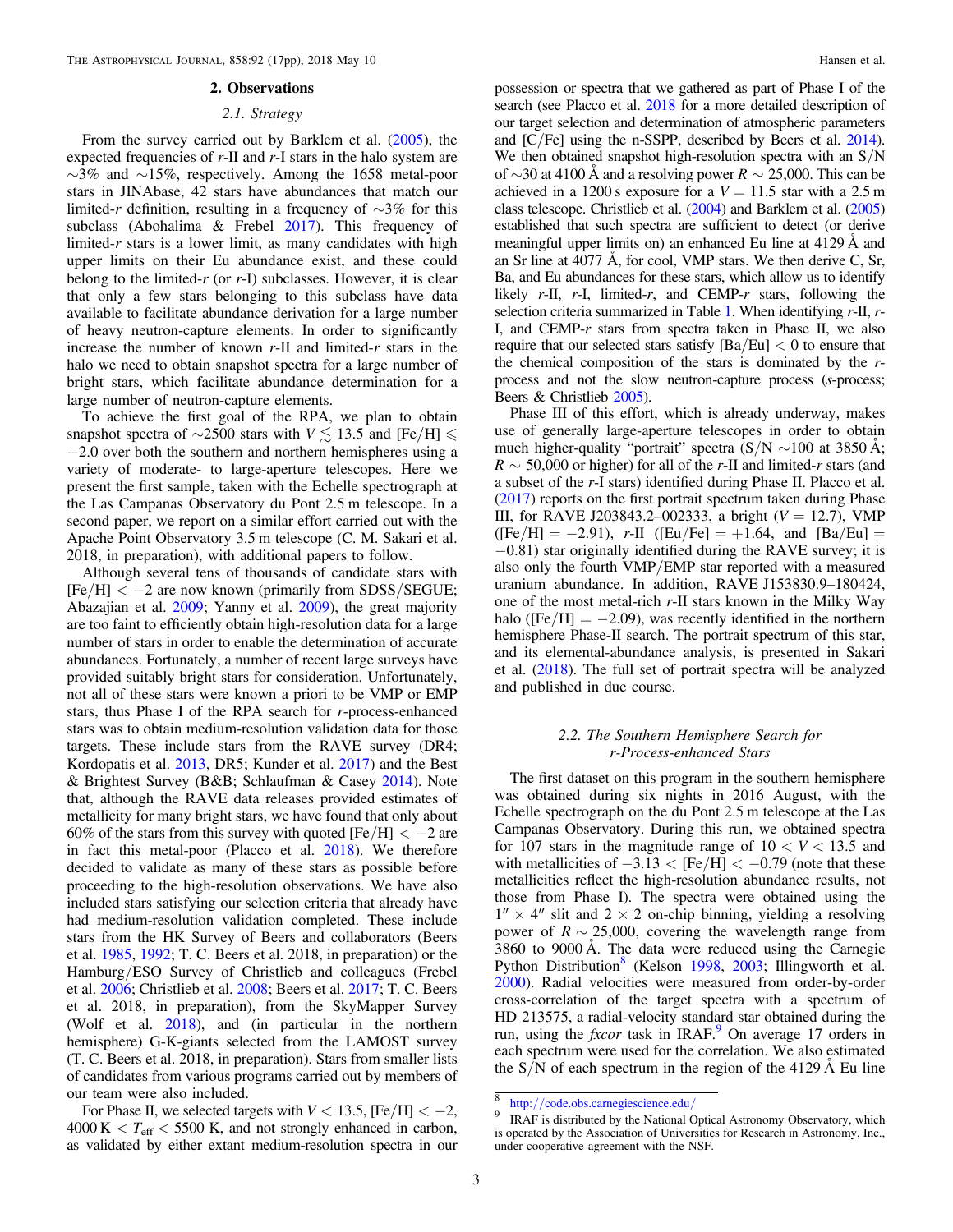## 2. Observations

### 2.1. Strategy

From the survey carried out by Barklem et al. (2005), the expected frequencies of *r*-II and *r*-I stars in the halo system are ~3% and ~15%, respectively. Among the 1658 metal-poor stars in JINAbase, 42 stars have abundances that match our limited-*r* definition, resulting in a frequency of ~3% for this subclass (Abohalima & Frebel 2017). This frequency of limited-*r* stars is a lower limit, as many candidates with high upper limits on their Eu abundance exist, and these could belong to the limited-*r* (or *r*-I) subclasses. However, it is clear that only a few stars belonging to this subclass have data available to facilitate abundance derivation for a large number of heavy neutron-capture elements. In order to significantly increase the number of known *r*-II and limited-*r* stars in the halo we need to obtain snapshot spectra for a large number of bright stars, which facilitate abundance determination for a large number of neutron-capture elements.

To achieve the first goal of the RPA, we plan to obtain snapshot spectra of ~2500 stars with $V \lesssim 13.5$ and $[Fe/H] \leqslant -2.0$ over both the southern and northern hemispheres using a variety of moderate- to large-aperture telescopes. Here we present the first sample, taken with the Echelle spectrograph at the Las Campanas Observatory du Pont 2.5 m telescope. In a second paper, we report on a similar effort carried out with the Apache Point Observatory 3.5 m telescope (C. M. Sakari et al. 2018, in preparation), with additional papers to follow.

Although several tens of thousands of candidate stars with $[Fe/H] < -2$ are now known (primarily from SDSS/SEGUE; Abazajian et al. 2009; Yanny et al. 2009), the great majority are too faint to efficiently obtain high-resolution data for a large number of stars in order to enable the determination of accurate abundances. Fortunately, a number of recent large surveys have provided suitably bright stars for consideration. Unfortunately, not all of these stars were known a priori to be VMP or EMP stars, thus Phase I of the RPA search for *r*-process-enhanced stars was to obtain medium-resolution validation data for those targets. These include stars from the RAVE survey (DR4; Kordopatis et al. 2013, DR5; Kunder et al. 2017) and the Best & Brightest Survey (B&B; Schlaufman & Casey 2014). Note that, although the RAVE data releases provided estimates of metallicity for many bright stars, we have found that only about 60% of the stars from this survey with quoted $[Fe/H] < -2$ are in fact this metal-poor (Placco et al. 2018). We therefore decided to validate as many of these stars as possible before proceeding to the high-resolution observations. We have also included stars satisfying our selection criteria that already have had medium-resolution validation completed. These include stars from the HK Survey of Beers and collaborators (Beers et al. 1985, 1992; T. C. Beers et al. 2018, in preparation) or the Hamburg/ESO Survey of Christlieb and colleagues (Frebel et al. 2006; Christlieb et al. 2008; Beers et al. 2017; T. C. Beers et al. 2018, in preparation), from the SkyMapper Survey (Wolf et al. 2018), and (in particular in the northern hemisphere) G-K-giants selected from the LAMOST survey (T. C. Beers et al. 2018, in preparation). Stars from smaller lists of candidates from various programs carried out by members of our team were also included.

For Phase II, we selected targets with $V < 13.5$, $[Fe/H] < -2$, $4000\ \mathrm{K} < T_{\mathrm{eff}} < 5500\ \mathrm{K}$, and not strongly enhanced in carbon, as validated by either extant medium-resolution spectra in our possession or spectra that we gathered as part of Phase I of the search (see Placco et al. 2018 for a more detailed description of our target selection and determination of atmospheric parameters and [C/Fe] using the n-SSPP, described by Beers et al. 2014). We then obtained snapshot high-resolution spectra with an S/N of ~30 at 4100 Å and a resolving power $R \sim 25{,}000$. This can be achieved in a 1200 s exposure for a $V = 11.5$ star with a 2.5 m class telescope. Christlieb et al. (2004) and Barklem et al. (2005) established that such spectra are sufficient to detect (or derive meaningful upper limits on) an enhanced Eu line at 4129 Å and an Sr line at 4077 Å, for cool, VMP stars. We then derive C, Sr, Ba, and Eu abundances for these stars, which allow us to identify likely *r*-II, *r*-I, limited-*r*, and CEMP-*r* stars, following the selection criteria summarized in Table 1. When identifying *r*-II, *r*-I, and CEMP-*r* stars from spectra taken in Phase II, we also require that our selected stars satisfy $[Ba/Eu] < 0$ to ensure that the chemical composition of the stars is dominated by the *r*-process and not the slow neutron-capture process (*s*-process; Beers & Christlieb 2005).

Phase III of this effort, which is already underway, makes use of generally large-aperture telescopes in order to obtain much higher-quality "portrait" spectra (S/N ~100 at 3850 Å; $R \sim 50{,}000$ or higher) for all of the *r*-II and limited-*r* stars (and a subset of the *r*-I stars) identified during Phase II. Placco et al. (2017) reports on the first portrait spectrum taken during Phase III, for RAVE J203843.2–002333, a bright ($V = 12.7$), VMP ($[Fe/H] = -2.91$), *r*-II ($[Eu/Fe] = +1.64$, and $[Ba/Eu] = -0.81$) star originally identified during the RAVE survey; it is also only the fourth VMP/EMP star reported with a measured uranium abundance. In addition, RAVE J153830.9–180424, one of the most metal-rich *r*-II stars known in the Milky Way halo ($[Fe/H] = -2.09$), was recently identified in the northern hemisphere Phase-II search. The portrait spectrum of this star, and its elemental-abundance analysis, is presented in Sakari et al. (2018). The full set of portrait spectra will be analyzed and published in due course.

### 2.2. The Southern Hemisphere Search for *r*-Process-enhanced Stars

The first dataset on this program in the southern hemisphere was obtained during six nights in 2016 August, with the Echelle spectrograph on the du Pont 2.5 m telescope at the Las Campanas Observatory. During this run, we obtained spectra for 107 stars in the magnitude range of $10 < V < 13.5$ and with metallicities of $-3.13 < [Fe/H] < -0.79$ (note that these metallicities reflect the high-resolution abundance results, not those from Phase I). The spectra were obtained using the $1'' \times 4''$ slit and $2 \times 2$ on-chip binning, yielding a resolving power of $R \sim 25{,}000$, covering the wavelength range from 3860 to 9000 Å. The data were reduced using the Carnegie Python Distribution[8] (Kelson 1998, 2003; Illingworth et al. 2000). Radial velocities were measured from order-by-order cross-correlation of the target spectra with a spectrum of HD 213575, a radial-velocity standard star obtained during the run, using the *fxcor* task in IRAF.[9] On average 17 orders in each spectrum were used for the correlation. We also estimated the S/N of each spectrum in the region of the 4129 Å Eu line

---

[8] http://code.obs.carnegiescience.edu/

[9] IRAF is distributed by the National Optical Astronomy Observatory, which is operated by the Association of Universities for Research in Astronomy, Inc., under cooperative agreement with the NSF.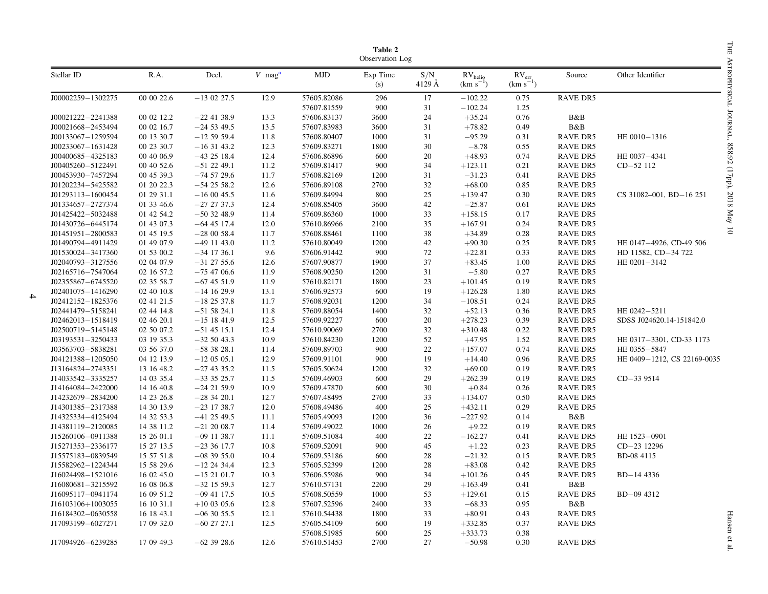**Table 2**
Observation Log

| Stellar ID | R.A. | Decl. | $V$ mag[a] | MJD | Exp Time (s) | S/N 4129 Å | $RV_{helio}$ (km $s^{-1}$) | $RV_{err}$ (km $s^{-1}$) | Source | Other Identifier |
|---|---|---|---|---|---|---|---|---|---|---|
| J00002259−1302275 | 00 00 22.6 | −13 02 27.5 | 12.9 | 57605.82086 | 296 | 17 | −102.22 | 0.75 | RAVE DR5 | |
| | | | | 57607.81559 | 900 | 31 | −102.24 | 1.25 | | |
| J00021222−2241388 | 00 02 12.2 | −22 41 38.9 | 13.3 | 57606.83137 | 3600 | 24 | +35.24 | 0.76 | B&B | |
| J00021668−2453494 | 00 02 16.7 | −24 53 49.5 | 13.5 | 57607.83983 | 3600 | 31 | +78.82 | 0.49 | B&B | |
| J00133067−1259594 | 00 13 30.7 | −12 59 59.4 | 11.8 | 57608.80407 | 1000 | 31 | −95.29 | 0.31 | RAVE DR5 | HE 0010−1316 |
| J00233067−1631428 | 00 23 30.7 | −16 31 43.2 | 12.3 | 57609.83271 | 1800 | 30 | −8.78 | 0.55 | RAVE DR5 | |
| J00400685−4325183 | 00 40 06.9 | −43 25 18.4 | 12.4 | 57606.86896 | 600 | 20 | +48.93 | 0.74 | RAVE DR5 | HE 0037−4341 |
| J00405260−5122491 | 00 40 52.6 | −51 22 49.1 | 11.2 | 57609.81417 | 900 | 34 | +123.11 | 0.21 | RAVE DR5 | CD−52 112 |
| J00453930−7457294 | 00 45 39.3 | −74 57 29.6 | 11.7 | 57608.82169 | 1200 | 31 | −31.23 | 0.41 | RAVE DR5 | |
| J01202234−5425582 | 01 20 22.3 | −54 25 58.2 | 12.6 | 57606.89108 | 2700 | 32 | +68.00 | 0.85 | RAVE DR5 | |
| J01293113−1600454 | 01 29 31.1 | −16 00 45.5 | 11.6 | 57609.84994 | 800 | 25 | +139.47 | 0.30 | RAVE DR5 | CS 31082–001, BD−16 251 |
| J01334657−2727374 | 01 33 46.6 | −27 27 37.3 | 12.4 | 57608.85405 | 3600 | 42 | −25.87 | 0.61 | RAVE DR5 | |
| J01425422−5032488 | 01 42 54.2 | −50 32 48.9 | 11.4 | 57609.86360 | 1000 | 33 | +158.15 | 0.17 | RAVE DR5 | |
| J01430726−6445174 | 01 43 07.3 | −64 45 17.4 | 12.0 | 57610.86966 | 2100 | 35 | +167.91 | 0.24 | RAVE DR5 | |
| J01451951−2800583 | 01 45 19.5 | −28 00 58.4 | 11.7 | 57608.88461 | 1100 | 38 | +34.89 | 0.28 | RAVE DR5 | |
| J01490794−4911429 | 01 49 07.9 | −49 11 43.0 | 11.2 | 57610.80049 | 1200 | 42 | +90.30 | 0.25 | RAVE DR5 | HE 0147−4926, CD-49 506 |
| J01530024−3417360 | 01 53 00.2 | −34 17 36.1 | 9.6 | 57606.91442 | 900 | 72 | +22.81 | 0.33 | RAVE DR5 | HD 11582, CD−34 722 |
| J02040793−3127556 | 02 04 07.9 | −31 27 55.6 | 12.6 | 57607.90877 | 1900 | 37 | +83.45 | 1.00 | RAVE DR5 | HE 0201−3142 |
| J02165716−7547064 | 02 16 57.2 | −75 47 06.6 | 11.9 | 57608.90250 | 1200 | 31 | −5.80 | 0.27 | RAVE DR5 | |
| J02355867−6745520 | 02 35 58.7 | −67 45 51.9 | 11.9 | 57610.82171 | 1800 | 23 | +101.45 | 0.19 | RAVE DR5 | |
| J02401075−1416290 | 02 40 10.8 | −14 16 29.9 | 13.1 | 57606.92573 | 600 | 19 | +126.28 | 1.80 | RAVE DR5 | |
| J02412152−1825376 | 02 41 21.5 | −18 25 37.8 | 11.7 | 57608.92031 | 1200 | 34 | −108.51 | 0.24 | RAVE DR5 | |
| J02441479−5158241 | 02 44 14.8 | −51 58 24.1 | 11.8 | 57609.88054 | 1400 | 32 | +52.13 | 0.36 | RAVE DR5 | HE 0242−5211 |
| J02462013−1518419 | 02 46 20.1 | −15 18 41.9 | 12.5 | 57609.92227 | 600 | 20 | +278.23 | 0.39 | RAVE DR5 | SDSS J024620.14-151842.0 |
| J02500719−5145148 | 02 50 07.2 | −51 45 15.1 | 12.4 | 57610.90069 | 2700 | 32 | +310.48 | 0.22 | RAVE DR5 | |
| J03193531−3250433 | 03 19 35.3 | −32 50 43.3 | 10.9 | 57610.84230 | 1200 | 52 | +47.95 | 1.52 | RAVE DR5 | HE 0317−3301, CD-33 1173 |
| J03563703−5838281 | 03 56 37.0 | −58 38 28.1 | 11.4 | 57609.89703 | 900 | 22 | +157.07 | 0.74 | RAVE DR5 | HE 0355−5847 |
| J04121388−1205050 | 04 12 13.9 | −12 05 05.1 | 12.9 | 57609.91101 | 900 | 19 | +14.40 | 0.96 | RAVE DR5 | HE 0409−1212, CS 22169-0035 |
| J13164824−2743351 | 13 16 48.2 | −27 43 35.2 | 11.5 | 57605.50624 | 1200 | 32 | +69.00 | 0.19 | RAVE DR5 | |
| J14033542−3335257 | 14 03 35.4 | −33 35 25.7 | 11.5 | 57609.46903 | 600 | 29 | +262.39 | 0.19 | RAVE DR5 | CD−33 9514 |
| J14164084−2422000 | 14 16 40.8 | −24 21 59.9 | 10.9 | 57609.47870 | 600 | 30 | +0.84 | 0.26 | RAVE DR5 | |
| J14232679−2834200 | 14 23 26.8 | −28 34 20.1 | 12.7 | 57607.48495 | 2700 | 33 | +134.07 | 0.50 | RAVE DR5 | |
| J14301385−2317388 | 14 30 13.9 | −23 17 38.7 | 12.0 | 57608.49486 | 400 | 25 | +432.11 | 0.29 | RAVE DR5 | |
| J14325334−4125494 | 14 32 53.3 | −41 25 49.5 | 11.1 | 57605.49093 | 1200 | 36 | −227.92 | 0.14 | B&B | |
| J14381119−2120085 | 14 38 11.2 | −21 20 08.7 | 11.4 | 57609.49022 | 1000 | 26 | +9.22 | 0.19 | RAVE DR5 | |
| J15260106−0911388 | 15 26 01.1 | −09 11 38.7 | 11.1 | 57609.51084 | 400 | 22 | −162.27 | 0.41 | RAVE DR5 | HE 1523−0901 |
| J15271353−2336177 | 15 27 13.5 | −23 36 17.7 | 10.8 | 57609.52091 | 900 | 45 | +1.22 | 0.23 | RAVE DR5 | CD−23 12296 |
| J15575183−0839549 | 15 57 51.8 | −08 39 55.0 | 10.4 | 57609.53186 | 600 | 28 | −21.32 | 0.15 | RAVE DR5 | BD-08 4115 |
| J15582962−1224344 | 15 58 29.6 | −12 24 34.4 | 12.3 | 57605.52399 | 1200 | 28 | +83.08 | 0.42 | RAVE DR5 | |
| J16024498−1521016 | 16 02 45.0 | −15 21 01.7 | 10.3 | 57606.55986 | 900 | 34 | +101.26 | 0.45 | RAVE DR5 | BD−14 4336 |
| J16080681−3215592 | 16 08 06.8 | −32 15 59.3 | 12.7 | 57610.57131 | 2200 | 29 | +163.49 | 0.41 | B&B | |
| J16095117−0941174 | 16 09 51.2 | −09 41 17.5 | 10.5 | 57608.50559 | 1000 | 53 | +129.61 | 0.15 | RAVE DR5 | BD−09 4312 |
| J16103106+1003055 | 16 10 31.1 | +10 03 05.6 | 12.8 | 57607.52596 | 2400 | 33 | −68.33 | 0.95 | B&B | |
| J16184302−0630558 | 16 18 43.1 | −06 30 55.5 | 12.1 | 57610.54438 | 1800 | 33 | +80.91 | 0.43 | RAVE DR5 | |
| J17093199−6027271 | 17 09 32.0 | −60 27 27.1 | 12.5 | 57605.54109 | 600 | 19 | +332.85 | 0.37 | RAVE DR5 | |
| | | | | 57608.51985 | 600 | 25 | +333.73 | 0.38 | | |
| J17094926−6239285 | 17 09 49.3 | −62 39 28.6 | 12.6 | 57610.51453 | 2700 | 27 | −50.98 | 0.30 | RAVE DR5 | |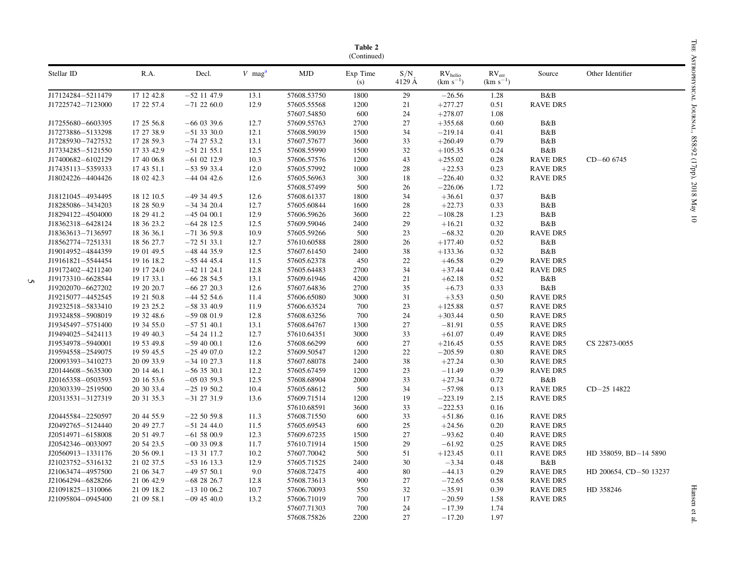**Table 2**
(Continued)

| Stellar ID | R.A. | Decl. | $V$ mag[a] | MJD | Exp Time (s) | S/N 4129 Å | $RV_{helio}$ (km $s^{-1}$) | $RV_{err}$ (km $s^{-1}$) | Source | Other Identifier |
|---|---|---|---|---|---|---|---|---|---|---|
| J17124284−5211479 | 17 12 42.8 | −52 11 47.9 | 13.1 | 57608.53750 | 1800 | 29 | −26.56 | 1.28 | B&B | |
| J17225742−7123000 | 17 22 57.4 | −71 22 60.0 | 12.9 | 57605.55568 | 1200 | 21 | +277.27 | 0.51 | RAVE DR5 | |
| | | | | 57607.54850 | 600 | 24 | +278.07 | 1.08 | | |
| J17255680−6603395 | 17 25 56.8 | −66 03 39.6 | 12.7 | 57609.55763 | 2700 | 27 | +355.68 | 0.60 | B&B | |
| J17273886−5133298 | 17 27 38.9 | −51 33 30.0 | 12.1 | 57608.59039 | 1500 | 34 | −219.14 | 0.41 | B&B | |
| J17285930−7427532 | 17 28 59.3 | −74 27 53.2 | 13.1 | 57607.57677 | 3600 | 33 | +260.49 | 0.79 | B&B | |
| J17334285−5121550 | 17 33 42.9 | −51 21 55.1 | 12.5 | 57608.55990 | 1500 | 32 | +105.35 | 0.24 | B&B | |
| J17400682−6102129 | 17 40 06.8 | −61 02 12.9 | 10.3 | 57606.57576 | 1200 | 43 | +255.02 | 0.28 | RAVE DR5 | CD−60 6745 |
| J17435113−5359333 | 17 43 51.1 | −53 59 33.4 | 12.0 | 57605.57992 | 1000 | 28 | +22.53 | 0.23 | RAVE DR5 | |
| J18024226−4404426 | 18 02 42.3 | −44 04 42.6 | 12.6 | 57605.56963 | 300 | 18 | −226.40 | 0.32 | RAVE DR5 | |
| | | | | 57608.57499 | 500 | 26 | −226.06 | 1.72 | | |
| J18121045−4934495 | 18 12 10.5 | −49 34 49.5 | 12.6 | 57608.61337 | 1800 | 34 | +36.61 | 0.37 | B&B | |
| J18285086−3434203 | 18 28 50.9 | −34 34 20.4 | 12.7 | 57605.60844 | 1600 | 28 | +22.73 | 0.33 | B&B | |
| J18294122−4504000 | 18 29 41.2 | −45 04 00.1 | 12.9 | 57606.59626 | 3600 | 22 | −108.28 | 1.23 | B&B | |
| J18362318−6428124 | 18 36 23.2 | −64 28 12.5 | 12.5 | 57609.59046 | 2400 | 29 | +16.21 | 0.32 | B&B | |
| J18363613−7136597 | 18 36 36.1 | −71 36 59.8 | 10.9 | 57605.59266 | 500 | 23 | −68.32 | 0.20 | RAVE DR5 | |
| J18562774−7251331 | 18 56 27.7 | −72 51 33.1 | 12.7 | 57610.60588 | 2800 | 26 | +177.40 | 0.52 | B&B | |
| J19014952−4844359 | 19 01 49.5 | −48 44 35.9 | 12.5 | 57607.61450 | 2400 | 38 | +133.36 | 0.32 | B&B | |
| J19161821−5544454 | 19 16 18.2 | −55 44 45.4 | 11.5 | 57605.62378 | 450 | 22 | +46.58 | 0.29 | RAVE DR5 | |
| J19172402−4211240 | 19 17 24.0 | −42 11 24.1 | 12.8 | 57605.64483 | 2700 | 34 | +37.44 | 0.42 | RAVE DR5 | |
| J19173310−6628544 | 19 17 33.1 | −66 28 54.5 | 13.1 | 57609.61946 | 4200 | 21 | +62.18 | 0.52 | B&B | |
| J19202070−6627202 | 19 20 20.7 | −66 27 20.3 | 12.6 | 57607.64836 | 2700 | 35 | +6.73 | 0.33 | B&B | |
| J19215077−4452545 | 19 21 50.8 | −44 52 54.6 | 11.4 | 57606.65080 | 3000 | 31 | +3.53 | 0.50 | RAVE DR5 | |
| J19232518−5833410 | 19 23 25.2 | −58 33 40.9 | 11.9 | 57606.63524 | 700 | 23 | +125.88 | 0.57 | RAVE DR5 | |
| J19324858−5908019 | 19 32 48.6 | −59 08 01.9 | 12.8 | 57608.63256 | 700 | 24 | +303.44 | 0.50 | RAVE DR5 | |
| J19345497−5751400 | 19 34 55.0 | −57 51 40.1 | 13.1 | 57608.64767 | 1300 | 27 | −81.91 | 0.55 | RAVE DR5 | |
| J19494025−5424113 | 19 49 40.3 | −54 24 11.2 | 12.7 | 57610.64351 | 3000 | 33 | +61.07 | 0.49 | RAVE DR5 | |
| J19534978−5940001 | 19 53 49.8 | −59 40 00.1 | 12.6 | 57608.66299 | 600 | 27 | +216.45 | 0.55 | RAVE DR5 | CS 22873-0055 |
| J19594558−2549075 | 19 59 45.5 | −25 49 07.0 | 12.2 | 57609.50547 | 1200 | 22 | −205.59 | 0.80 | RAVE DR5 | |
| J20093393−3410273 | 20 09 33.9 | −34 10 27.3 | 11.8 | 57607.68078 | 2400 | 38 | +27.24 | 0.30 | RAVE DR5 | |
| J20144608−5635300 | 20 14 46.1 | −56 35 30.1 | 12.2 | 57605.67459 | 1200 | 23 | −11.49 | 0.39 | RAVE DR5 | |
| J20165358−0503593 | 20 16 53.6 | −05 03 59.3 | 12.5 | 57608.68904 | 2000 | 33 | +27.34 | 0.72 | B&B | |
| J20303339−2519500 | 20 30 33.4 | −25 19 50.2 | 10.4 | 57605.68612 | 500 | 34 | −57.98 | 0.13 | RAVE DR5 | CD−25 14822 |
| J20313531−3127319 | 20 31 35.3 | −31 27 31.9 | 13.6 | 57609.71514 | 1200 | 19 | −223.19 | 2.15 | RAVE DR5 | |
| | | | | 57610.68591 | 3600 | 33 | −222.53 | 0.16 | | |
| J20445584−2250597 | 20 44 55.9 | −22 50 59.8 | 11.3 | 57608.71550 | 600 | 33 | +51.86 | 0.16 | RAVE DR5 | |
| J20492765−5124440 | 20 49 27.7 | −51 24 44.0 | 11.5 | 57605.69543 | 600 | 25 | +24.56 | 0.20 | RAVE DR5 | |
| J20514971−6158008 | 20 51 49.7 | −61 58 00.9 | 12.3 | 57609.67235 | 1500 | 27 | −93.62 | 0.40 | RAVE DR5 | |
| J20542346−0033097 | 20 54 23.5 | −00 33 09.8 | 11.7 | 57610.71914 | 1500 | 29 | −61.92 | 0.25 | RAVE DR5 | |
| J20560913−1331176 | 20 56 09.1 | −13 31 17.7 | 10.2 | 57607.70042 | 500 | 51 | +123.45 | 0.11 | RAVE DR5 | HD 358059, BD−14 5890 |
| J21023752−5316132 | 21 02 37.5 | −53 16 13.3 | 12.9 | 57605.71525 | 2400 | 30 | −3.34 | 0.48 | B&B | |
| J21063474−4957500 | 21 06 34.7 | −49 57 50.1 | 9.0 | 57608.72475 | 400 | 80 | −44.13 | 0.29 | RAVE DR5 | HD 200654, CD−50 13237 |
| J21064294−6828266 | 21 06 42.9 | −68 28 26.7 | 12.8 | 57608.73613 | 900 | 27 | −72.65 | 0.58 | RAVE DR5 | |
| J21091825−1310066 | 21 09 18.2 | −13 10 06.2 | 10.7 | 57606.70093 | 550 | 32 | −35.91 | 0.39 | RAVE DR5 | HD 358246 |
| J21095804−0945400 | 21 09 58.1 | −09 45 40.0 | 13.2 | 57606.71019 | 700 | 17 | −20.59 | 1.58 | RAVE DR5 | |
| | | | | 57607.71303 | 700 | 24 | −17.39 | 1.74 | | |
| | | | | 57608.75826 | 2200 | 27 | −17.20 | 1.97 | | |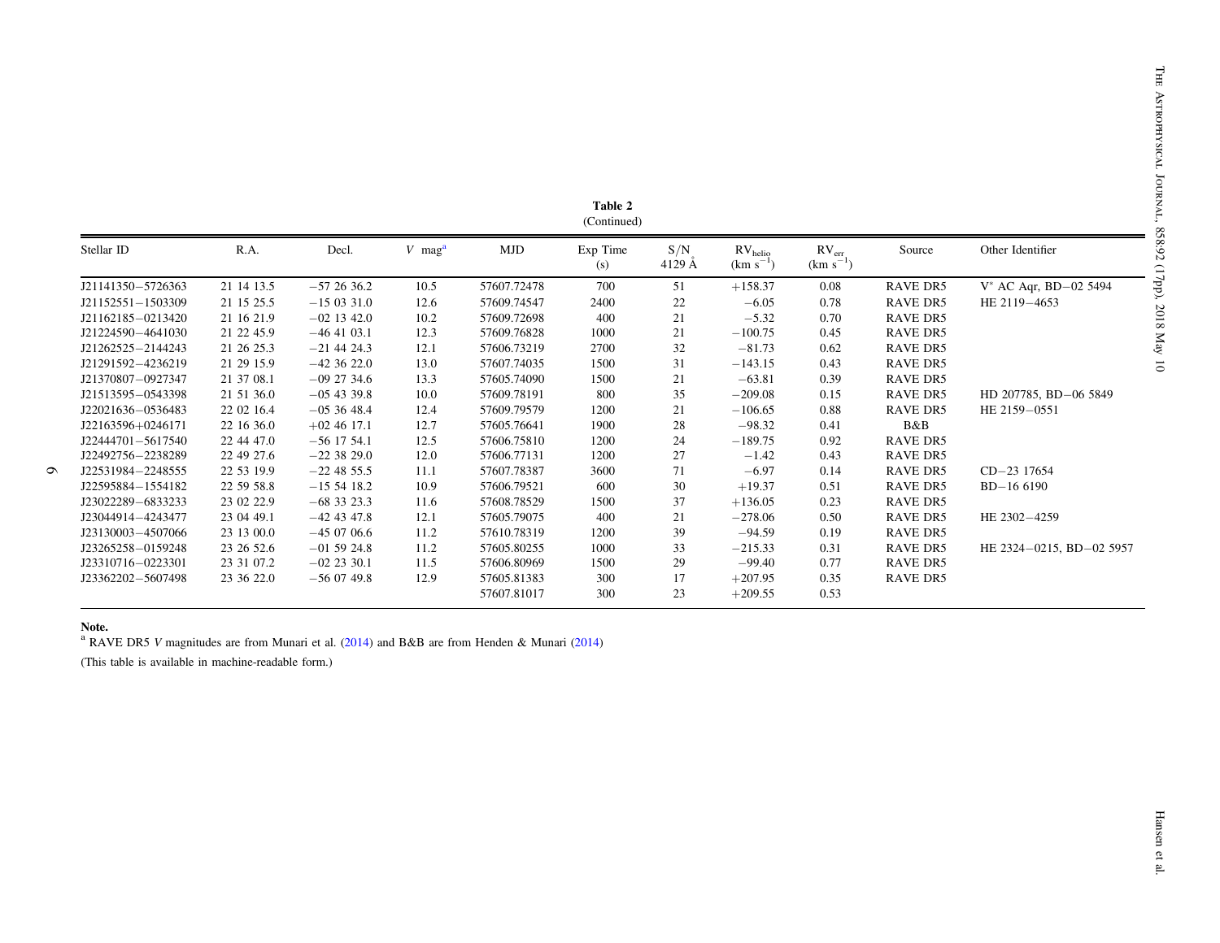**Table 2**
(Continued)

| Stellar ID | R.A. | Decl. | $V$ mag[a] | MJD | Exp Time (s) | S/N 4129 Å | $RV_{helio}$ (km $s^{-1}$) | $RV_{err}$ (km $s^{-1}$) | Source | Other Identifier |
|---|---|---|---|---|---|---|---|---|---|---|
| J21141350−5726363 | 21 14 13.5 | −57 26 36.2 | 10.5 | 57607.72478 | 700 | 51 | +158.37 | 0.08 | RAVE DR5 | V* AC Aqr, BD−02 5494 |
| J21152551−1503309 | 21 15 25.5 | −15 03 31.0 | 12.6 | 57609.74547 | 2400 | 22 | −6.05 | 0.78 | RAVE DR5 | HE 2119−4653 |
| J21162185−0213420 | 21 16 21.9 | −02 13 42.0 | 10.2 | 57609.72698 | 400 | 21 | −5.32 | 0.70 | RAVE DR5 | |
| J21224590−4641030 | 21 22 45.9 | −46 41 03.1 | 12.3 | 57609.76828 | 1000 | 21 | −100.75 | 0.45 | RAVE DR5 | |
| J21262525−2144243 | 21 26 25.3 | −21 44 24.3 | 12.1 | 57606.73219 | 2700 | 32 | −81.73 | 0.62 | RAVE DR5 | |
| J21291592−4236219 | 21 29 15.9 | −42 36 22.0 | 13.0 | 57607.74035 | 1500 | 31 | −143.15 | 0.43 | RAVE DR5 | |
| J21370807−0927347 | 21 37 08.1 | −09 27 34.6 | 13.3 | 57605.74090 | 1500 | 21 | −63.81 | 0.39 | RAVE DR5 | |
| J21513595−0543398 | 21 51 36.0 | −05 43 39.8 | 10.0 | 57609.78191 | 800 | 35 | −209.08 | 0.15 | RAVE DR5 | HD 207785, BD−06 5849 |
| J22021636−0536483 | 22 02 16.4 | −05 36 48.4 | 12.4 | 57609.79579 | 1200 | 21 | −106.65 | 0.88 | RAVE DR5 | HE 2159−0551 |
| J22163596+0246171 | 22 16 36.0 | +02 46 17.1 | 12.7 | 57605.76641 | 1900 | 28 | −98.32 | 0.41 | B&B | |
| J22444701−5617540 | 22 44 47.0 | −56 17 54.1 | 12.5 | 57606.75810 | 1200 | 24 | −189.75 | 0.92 | RAVE DR5 | |
| J22492756−2238289 | 22 49 27.6 | −22 38 29.0 | 12.0 | 57606.77131 | 1200 | 27 | −1.42 | 0.43 | RAVE DR5 | |
| J22531984−2248555 | 22 53 19.9 | −22 48 55.5 | 11.1 | 57607.78387 | 3600 | 71 | −6.97 | 0.14 | RAVE DR5 | CD−23 17654 |
| J22595884−1554182 | 22 59 58.8 | −15 54 18.2 | 10.9 | 57606.79521 | 600 | 30 | +19.37 | 0.51 | RAVE DR5 | BD−16 6190 |
| J23022289−6833233 | 23 02 22.9 | −68 33 23.3 | 11.6 | 57608.78529 | 1500 | 37 | +136.05 | 0.23 | RAVE DR5 | |
| J23044914−4243477 | 23 04 49.1 | −42 43 47.8 | 12.1 | 57605.79075 | 400 | 21 | −278.06 | 0.50 | RAVE DR5 | HE 2302−4259 |
| J23130003−4507066 | 23 13 00.0 | −45 07 06.6 | 11.2 | 57610.78319 | 1200 | 39 | −94.59 | 0.19 | RAVE DR5 | |
| J23265258−0159248 | 23 26 52.6 | −01 59 24.8 | 11.2 | 57605.80255 | 1000 | 33 | −215.33 | 0.31 | RAVE DR5 | HE 2324−0215, BD−02 5957 |
| J23310716−0223301 | 23 31 07.2 | −02 23 30.1 | 11.5 | 57606.80969 | 1500 | 29 | −99.40 | 0.77 | RAVE DR5 | |
| J23362202−5607498 | 23 36 22.0 | −56 07 49.8 | 12.9 | 57605.81383 | 300 | 17 | +207.95 | 0.35 | RAVE DR5 | |
| | | | | 57607.81017 | 300 | 23 | +209.55 | 0.53 | | |

**Note.**
[a] RAVE DR5 $V$ magnitudes are from Munari et al. (2014) and B&B are from Henden & Munari (2014)

(This table is available in machine-readable form.)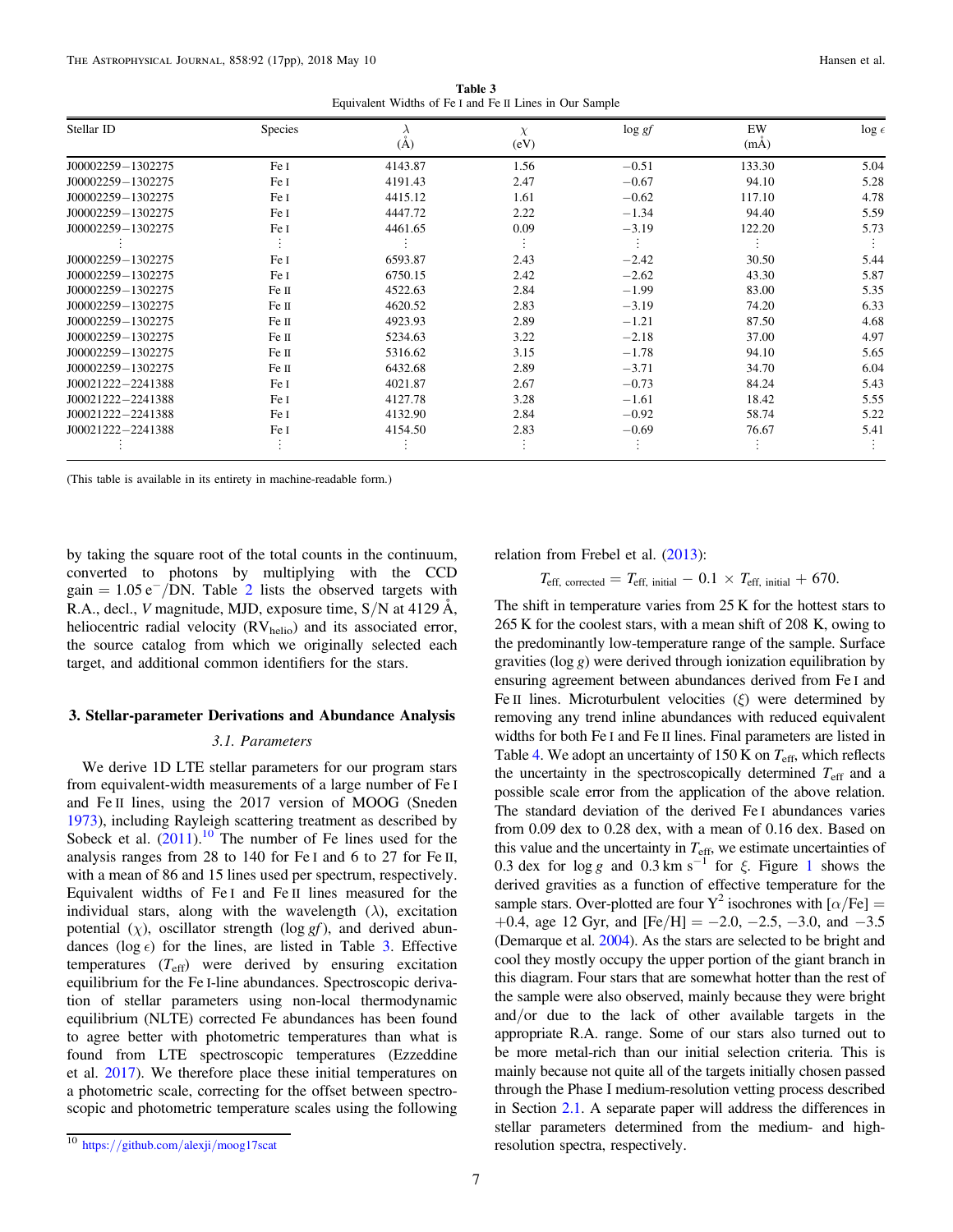**Table 3**
Equivalent Widths of Fe I and Fe II Lines in Our Sample

| Stellar ID | Species | $\lambda$ (Å) | $\chi$ (eV) | log *gf* | EW (mÅ) | log $\epsilon$ |
|---|---|---|---|---|---|---|
| J00002259−1302275 | Fe I | 4143.87 | 1.56 | −0.51 | 133.30 | 5.04 |
| J00002259−1302275 | Fe I | 4191.43 | 2.47 | −0.67 | 94.10 | 5.28 |
| J00002259−1302275 | Fe I | 4415.12 | 1.61 | −0.62 | 117.10 | 4.78 |
| J00002259−1302275 | Fe I | 4447.72 | 2.22 | −1.34 | 94.40 | 5.59 |
| J00002259−1302275 | Fe I | 4461.65 | 0.09 | −3.19 | 122.20 | 5.73 |
| ⋮ | ⋮ | ⋮ | ⋮ | ⋮ | ⋮ | ⋮ |
| J00002259−1302275 | Fe I | 6593.87 | 2.43 | −2.42 | 30.50 | 5.44 |
| J00002259−1302275 | Fe I | 6750.15 | 2.42 | −2.62 | 43.30 | 5.87 |
| J00002259−1302275 | Fe II | 4522.63 | 2.84 | −1.99 | 83.00 | 5.35 |
| J00002259−1302275 | Fe II | 4620.52 | 2.83 | −3.19 | 74.20 | 6.33 |
| J00002259−1302275 | Fe II | 4923.93 | 2.89 | −1.21 | 87.50 | 4.68 |
| J00002259−1302275 | Fe II | 5234.63 | 3.22 | −2.18 | 37.00 | 4.97 |
| J00002259−1302275 | Fe II | 5316.62 | 3.15 | −1.78 | 94.10 | 5.65 |
| J00002259−1302275 | Fe II | 6432.68 | 2.89 | −3.71 | 34.70 | 6.04 |
| J00021222−2241388 | Fe I | 4021.87 | 2.67 | −0.73 | 84.24 | 5.43 |
| J00021222−2241388 | Fe I | 4127.78 | 3.28 | −1.61 | 18.42 | 5.55 |
| J00021222−2241388 | Fe I | 4132.90 | 2.84 | −0.92 | 58.74 | 5.22 |
| J00021222−2241388 | Fe I | 4154.50 | 2.83 | −0.69 | 76.67 | 5.41 |
| ⋮ | ⋮ | ⋮ | ⋮ | ⋮ | ⋮ | ⋮ |

(This table is available in its entirety in machine-readable form.)

by taking the square root of the total counts in the continuum, converted to photons by multiplying with the CCD gain = 1.05 $e^-$/DN. Table 2 lists the observed targets with R.A., decl., $V$ magnitude, MJD, exposure time, S/N at 4129 Å, heliocentric radial velocity ($RV_{helio}$) and its associated error, the source catalog from which we originally selected each target, and additional common identifiers for the stars.

## 3. Stellar-parameter Derivations and Abundance Analysis

### 3.1. Parameters

We derive 1D LTE stellar parameters for our program stars from equivalent-width measurements of a large number of Fe I and Fe II lines, using the 2017 version of MOOG (Sneden 1973), including Rayleigh scattering treatment as described by Sobeck et al. (2011).[10] The number of Fe lines used for the analysis ranges from 28 to 140 for Fe I and 6 to 27 for Fe II, with a mean of 86 and 15 lines used per spectrum, respectively. Equivalent widths of Fe I and Fe II lines measured for the individual stars, along with the wavelength ($\lambda$), excitation potential ($\chi$), oscillator strength ($\log gf$), and derived abundances ($\log \epsilon$) for the lines, are listed in Table 3. Effective temperatures ($T_{\rm eff}$) were derived by ensuring excitation equilibrium for the Fe I-line abundances. Spectroscopic derivation of stellar parameters using non-local thermodynamic equilibrium (NLTE) corrected Fe abundances has been found to agree better with photometric temperatures than what is found from LTE spectroscopic temperatures (Ezzeddine et al. 2017). We therefore place these initial temperatures on a photometric scale, correcting for the offset between spectroscopic and photometric temperature scales using the following relation from Frebel et al. (2013):

$$T_{\rm eff,\ corrected} = T_{\rm eff,\ initial} - 0.1 \times T_{\rm eff,\ initial} + 670.$$

The shift in temperature varies from 25 K for the hottest stars to 265 K for the coolest stars, with a mean shift of 208 K, owing to the predominantly low-temperature range of the sample. Surface gravities ($\log g$) were derived through ionization equilibration by ensuring agreement between abundances derived from Fe I and Fe II lines. Microturbulent velocities ($\xi$) were determined by removing any trend inline abundances with reduced equivalent widths for both Fe I and Fe II lines. Final parameters are listed in Table 4. We adopt an uncertainty of 150 K on $T_{\rm eff}$, which reflects the uncertainty in the spectroscopically determined $T_{\rm eff}$ and a possible scale error from the application of the above relation. The standard deviation of the derived Fe I abundances varies from 0.09 dex to 0.28 dex, with a mean of 0.16 dex. Based on this value and the uncertainty in $T_{\rm eff}$, we estimate uncertainties of 0.3 dex for $\log g$ and 0.3 km s$^{-1}$ for $\xi$. Figure 1 shows the derived gravities as a function of effective temperature for the sample stars. Over-plotted are four $Y^2$ isochrones with [$\alpha$/Fe] = +0.4, age 12 Gyr, and [Fe/H] = −2.0, −2.5, −3.0, and −3.5 (Demarque et al. 2004). As the stars are selected to be bright and cool they mostly occupy the upper portion of the giant branch in this diagram. Four stars that are somewhat hotter than the rest of the sample were also observed, mainly because they were bright and/or due to the lack of other available targets in the appropriate R.A. range. Some of our stars also turned out to be more metal-rich than our initial selection criteria. This is mainly because not quite all of the targets initially chosen passed through the Phase I medium-resolution vetting process described in Section 2.1. A separate paper will address the differences in stellar parameters determined from the medium- and high-resolution spectra, respectively.

[10] https://github.com/alexji/moog17scat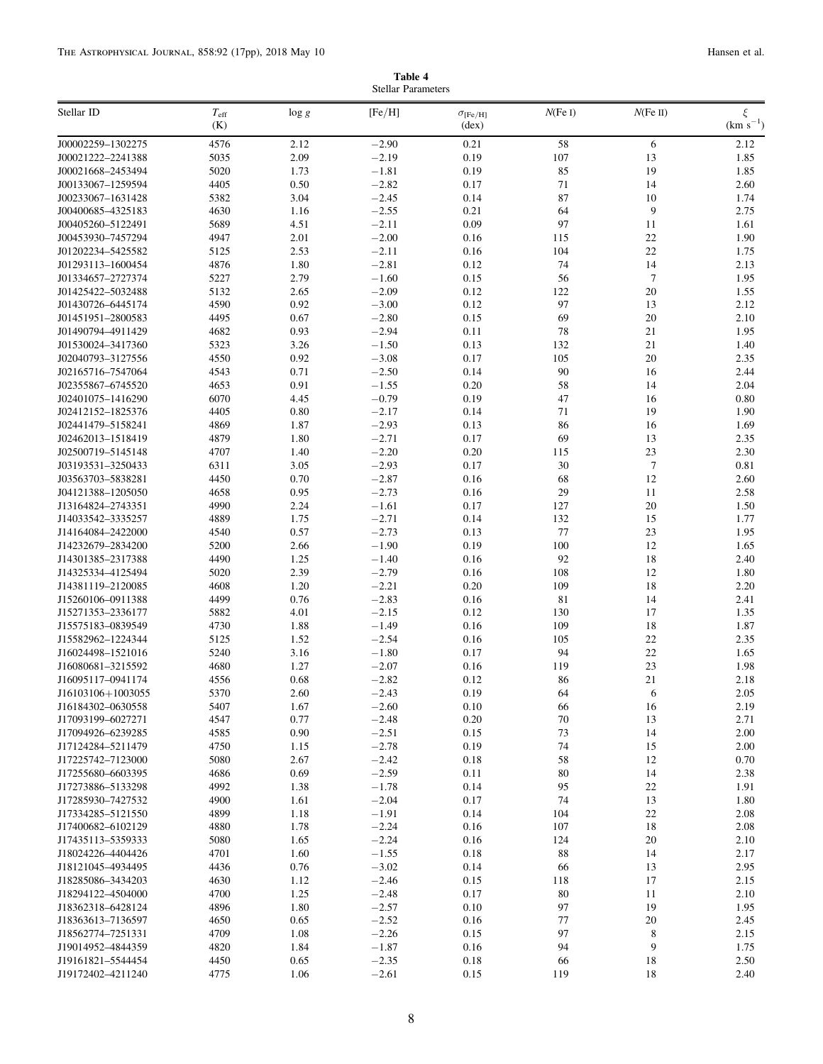**Table 4**
Stellar Parameters

| Stellar ID | $T_{\rm eff}$ (K) | $\log g$ | [Fe/H] | $\sigma_{\rm [Fe/H]}$ (dex) | $N$(Fe I) | $N$(Fe II) | $\xi$ (km s$^{-1}$) |
|---|---|---|---|---|---|---|---|
| J00002259–1302275 | 4576 | 2.12 | −2.90 | 0.21 | 58 | 6 | 2.12 |
| J00021222–2241388 | 5035 | 2.09 | −2.19 | 0.19 | 107 | 13 | 1.85 |
| J00021668–2453494 | 5020 | 1.73 | −1.81 | 0.19 | 85 | 19 | 1.85 |
| J00133067–1259594 | 4405 | 0.50 | −2.82 | 0.17 | 71 | 14 | 2.60 |
| J00233067–1631428 | 5382 | 3.04 | −2.45 | 0.14 | 87 | 10 | 1.74 |
| J00400685–4325183 | 4630 | 1.16 | −2.55 | 0.21 | 64 | 9 | 2.75 |
| J00405260–5122491 | 5689 | 4.51 | −2.11 | 0.09 | 97 | 11 | 1.61 |
| J00453930–7457294 | 4947 | 2.01 | −2.00 | 0.16 | 115 | 22 | 1.90 |
| J01202234–5425582 | 5125 | 2.53 | −2.11 | 0.16 | 104 | 22 | 1.75 |
| J01293113–1600454 | 4876 | 1.80 | −2.81 | 0.12 | 74 | 14 | 2.13 |
| J01334657–2727374 | 5227 | 2.79 | −1.60 | 0.15 | 56 | 7 | 1.95 |
| J01425422–5032488 | 5132 | 2.65 | −2.09 | 0.12 | 122 | 20 | 1.55 |
| J01430726–6445174 | 4590 | 0.92 | −3.00 | 0.12 | 97 | 13 | 2.12 |
| J01451951–2800583 | 4495 | 0.67 | −2.80 | 0.15 | 69 | 20 | 2.10 |
| J01490794–4911429 | 4682 | 0.93 | −2.94 | 0.11 | 78 | 21 | 1.95 |
| J01530024–3417360 | 5323 | 3.26 | −1.50 | 0.13 | 132 | 21 | 1.40 |
| J02040793–3127556 | 4550 | 0.92 | −3.08 | 0.17 | 105 | 20 | 2.35 |
| J02165716–7547064 | 4543 | 0.71 | −2.50 | 0.14 | 90 | 16 | 2.44 |
| J02355867–6745520 | 4653 | 0.91 | −1.55 | 0.20 | 58 | 14 | 2.04 |
| J02401075–1416290 | 6070 | 4.45 | −0.79 | 0.19 | 47 | 16 | 0.80 |
| J02412152–1825376 | 4405 | 0.80 | −2.17 | 0.14 | 71 | 19 | 1.90 |
| J02441479–5158241 | 4869 | 1.87 | −2.93 | 0.13 | 86 | 16 | 1.69 |
| J02462013–1518419 | 4879 | 1.80 | −2.71 | 0.17 | 69 | 13 | 2.35 |
| J02500719–5145148 | 4707 | 1.40 | −2.20 | 0.20 | 115 | 23 | 2.30 |
| J03193531–3250433 | 6311 | 3.05 | −2.93 | 0.17 | 30 | 7 | 0.81 |
| J03563703–5838281 | 4450 | 0.70 | −2.87 | 0.16 | 68 | 12 | 2.60 |
| J04121388–1205050 | 4658 | 0.95 | −2.73 | 0.16 | 29 | 11 | 2.58 |
| J13164824–2743351 | 4990 | 2.24 | −1.61 | 0.17 | 127 | 20 | 1.50 |
| J14033542–3335257 | 4889 | 1.75 | −2.71 | 0.14 | 132 | 15 | 1.77 |
| J14164084–2422000 | 4540 | 0.57 | −2.73 | 0.13 | 77 | 23 | 1.95 |
| J14232679–2834200 | 5200 | 2.66 | −1.90 | 0.19 | 100 | 12 | 1.65 |
| J14301385–2317388 | 4490 | 1.25 | −1.40 | 0.16 | 92 | 18 | 2.40 |
| J14325334–4125494 | 5020 | 2.39 | −2.79 | 0.16 | 108 | 12 | 1.80 |
| J14381119–2120085 | 4608 | 1.20 | −2.21 | 0.20 | 109 | 18 | 2.20 |
| J15260106–0911388 | 4499 | 0.76 | −2.83 | 0.16 | 81 | 14 | 2.41 |
| J15271353–2336177 | 5882 | 4.01 | −2.15 | 0.12 | 130 | 17 | 1.35 |
| J15575183–0839549 | 4730 | 1.88 | −1.49 | 0.16 | 109 | 18 | 1.87 |
| J15582962–1224344 | 5125 | 1.52 | −2.54 | 0.16 | 105 | 22 | 2.35 |
| J16024498–1521016 | 5240 | 3.16 | −1.80 | 0.17 | 94 | 22 | 1.65 |
| J16080681–3215592 | 4680 | 1.27 | −2.07 | 0.16 | 119 | 23 | 1.98 |
| J16095117–0941174 | 4556 | 0.68 | −2.82 | 0.12 | 86 | 21 | 2.18 |
| J16103106+1003055 | 5370 | 2.60 | −2.43 | 0.19 | 64 | 6 | 2.05 |
| J16184302–0630558 | 5407 | 1.67 | −2.60 | 0.10 | 66 | 16 | 2.19 |
| J17093199–6027271 | 4547 | 0.77 | −2.48 | 0.20 | 70 | 13 | 2.71 |
| J17094926–6239285 | 4585 | 0.90 | −2.51 | 0.15 | 73 | 14 | 2.00 |
| J17124284–5211479 | 4750 | 1.15 | −2.78 | 0.19 | 74 | 15 | 2.00 |
| J17225742–7123000 | 5080 | 2.67 | −2.42 | 0.18 | 58 | 12 | 0.70 |
| J17255680–6603395 | 4686 | 0.69 | −2.59 | 0.11 | 80 | 14 | 2.38 |
| J17273886–5133298 | 4992 | 1.38 | −1.78 | 0.14 | 95 | 22 | 1.91 |
| J17285930–7427532 | 4900 | 1.61 | −2.04 | 0.17 | 74 | 13 | 1.80 |
| J17334285–5121550 | 4899 | 1.18 | −1.91 | 0.14 | 104 | 22 | 2.08 |
| J17400682–6102129 | 4880 | 1.78 | −2.24 | 0.16 | 107 | 18 | 2.08 |
| J17435113–5359333 | 5080 | 1.65 | −2.24 | 0.16 | 124 | 20 | 2.10 |
| J18024226–4404426 | 4701 | 1.60 | −1.55 | 0.18 | 88 | 14 | 2.17 |
| J18121045–4934495 | 4436 | 0.76 | −3.02 | 0.14 | 66 | 13 | 2.95 |
| J18285086–3434203 | 4630 | 1.12 | −2.46 | 0.15 | 118 | 17 | 2.15 |
| J18294122–4504000 | 4700 | 1.25 | −2.48 | 0.17 | 80 | 11 | 2.10 |
| J18362318–6428124 | 4896 | 1.80 | −2.57 | 0.10 | 97 | 19 | 1.95 |
| J18363613–7136597 | 4650 | 0.65 | −2.52 | 0.16 | 77 | 20 | 2.45 |
| J18562774–7251331 | 4709 | 1.08 | −2.26 | 0.15 | 97 | 8 | 2.15 |
| J19014952–4844359 | 4820 | 1.84 | −1.87 | 0.16 | 94 | 9 | 1.75 |
| J19161821–5544454 | 4450 | 0.65 | −2.35 | 0.18 | 66 | 18 | 2.50 |
| J19172402–4211240 | 4775 | 1.06 | −2.61 | 0.15 | 119 | 18 | 2.40 |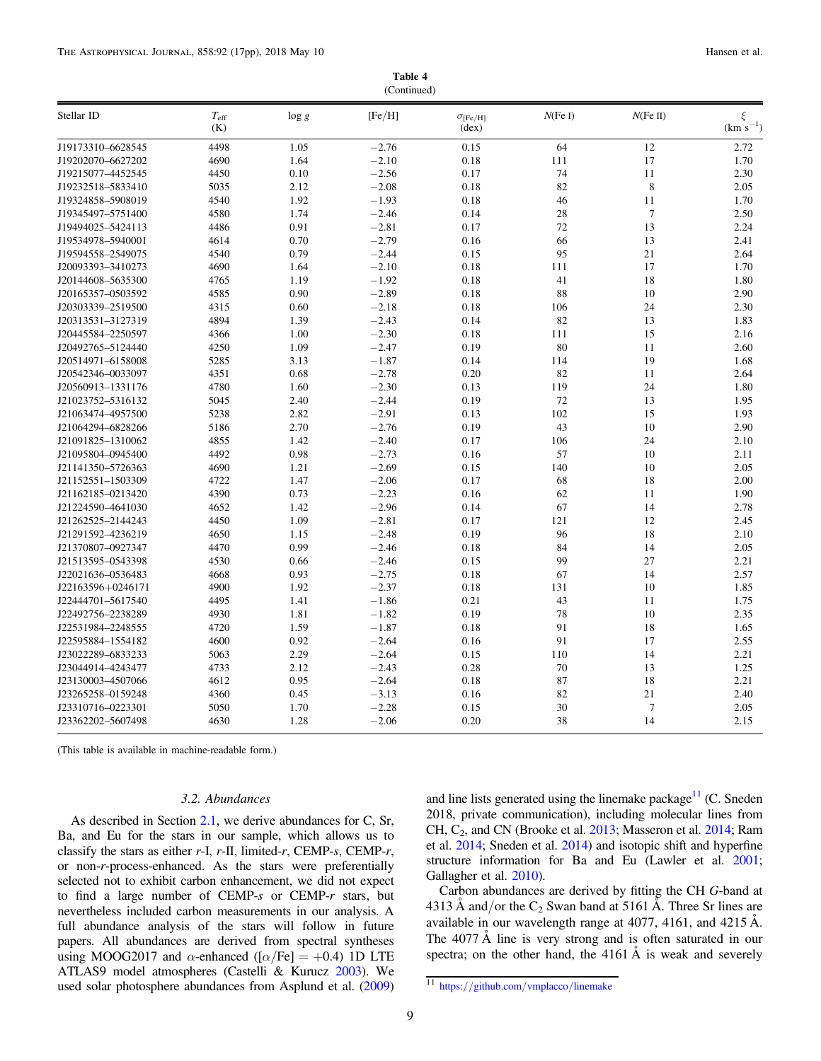**Table 4**
(Continued)

| Stellar ID | $T_{\rm eff}$ (K) | log *g* | [Fe/H] | $\sigma_{\rm [Fe/H]}$ (dex) | *N*(Fe I) | *N*(Fe II) | $\xi$ (km s$^{-1}$) |
|---|---|---|---|---|---|---|---|
| J19173310–6628545 | 4498 | 1.05 | −2.76 | 0.15 | 64 | 12 | 2.72 |
| J19202070–6627202 | 4690 | 1.64 | −2.10 | 0.18 | 111 | 17 | 1.70 |
| J19215077–4452545 | 4450 | 0.10 | −2.56 | 0.17 | 74 | 11 | 2.30 |
| J19232518–5833410 | 5035 | 2.12 | −2.08 | 0.18 | 82 | 8 | 2.05 |
| J19324858–5908019 | 4540 | 1.92 | −1.93 | 0.18 | 46 | 11 | 1.70 |
| J19345497–5751400 | 4580 | 1.74 | −2.46 | 0.14 | 28 | 7 | 2.50 |
| J19494025–5424113 | 4486 | 0.91 | −2.81 | 0.17 | 72 | 13 | 2.24 |
| J19534978–5940001 | 4614 | 0.70 | −2.79 | 0.16 | 66 | 13 | 2.41 |
| J19594558–2549075 | 4540 | 0.79 | −2.44 | 0.15 | 95 | 21 | 2.64 |
| J20093393–3410273 | 4690 | 1.64 | −2.10 | 0.18 | 111 | 17 | 1.70 |
| J20144608–5635300 | 4765 | 1.19 | −1.92 | 0.18 | 41 | 18 | 1.80 |
| J20165357–0503592 | 4585 | 0.90 | −2.89 | 0.18 | 88 | 10 | 2.90 |
| J20303339–2519500 | 4315 | 0.60 | −2.18 | 0.18 | 106 | 24 | 2.30 |
| J20313531–3127319 | 4894 | 1.39 | −2.43 | 0.14 | 82 | 13 | 1.83 |
| J20445584–2250597 | 4366 | 1.00 | −2.30 | 0.18 | 111 | 15 | 2.16 |
| J20492765–5124440 | 4250 | 1.09 | −2.47 | 0.19 | 80 | 11 | 2.60 |
| J20514971–6158008 | 5285 | 3.13 | −1.87 | 0.14 | 114 | 19 | 1.68 |
| J20542346–0033097 | 4351 | 0.68 | −2.78 | 0.20 | 82 | 11 | 2.64 |
| J20560913–1331176 | 4780 | 1.60 | −2.30 | 0.13 | 119 | 24 | 1.80 |
| J21023752–5316132 | 5045 | 2.40 | −2.44 | 0.19 | 72 | 13 | 1.95 |
| J21063474–4957500 | 5238 | 2.82 | −2.91 | 0.13 | 102 | 15 | 1.93 |
| J21064294–6828266 | 5186 | 2.70 | −2.76 | 0.19 | 43 | 10 | 2.90 |
| J21091825–1310062 | 4855 | 1.42 | −2.40 | 0.17 | 106 | 24 | 2.10 |
| J21095804–0945400 | 4492 | 0.98 | −2.73 | 0.16 | 57 | 10 | 2.11 |
| J21141350–5726363 | 4690 | 1.21 | −2.69 | 0.15 | 140 | 10 | 2.05 |
| J21152551–1503309 | 4722 | 1.47 | −2.06 | 0.17 | 68 | 18 | 2.00 |
| J21162185–0213420 | 4390 | 0.73 | −2.23 | 0.16 | 62 | 11 | 1.90 |
| J21224590–4641030 | 4652 | 1.42 | −2.96 | 0.14 | 67 | 14 | 2.78 |
| J21262525–2144243 | 4450 | 1.09 | −2.81 | 0.17 | 121 | 12 | 2.45 |
| J21291592–4236219 | 4650 | 1.15 | −2.48 | 0.19 | 96 | 18 | 2.10 |
| J21370807–0927347 | 4470 | 0.99 | −2.46 | 0.18 | 84 | 14 | 2.05 |
| J21513595–0543398 | 4530 | 0.66 | −2.46 | 0.15 | 99 | 27 | 2.21 |
| J22021636–0536483 | 4668 | 0.93 | −2.75 | 0.18 | 67 | 14 | 2.57 |
| J22163596+0246171 | 4900 | 1.92 | −2.37 | 0.18 | 131 | 10 | 1.85 |
| J22444701–5617540 | 4495 | 1.41 | −1.86 | 0.21 | 43 | 11 | 1.75 |
| J22492756–2238289 | 4930 | 1.81 | −1.82 | 0.19 | 78 | 10 | 2.35 |
| J22531984–2248555 | 4720 | 1.59 | −1.87 | 0.18 | 91 | 18 | 1.65 |
| J22595884–1554182 | 4600 | 0.92 | −2.64 | 0.16 | 91 | 17 | 2.55 |
| J23022289–6833233 | 5063 | 2.29 | −2.64 | 0.15 | 110 | 14 | 2.21 |
| J23044914–4243477 | 4733 | 2.12 | −2.43 | 0.28 | 70 | 13 | 1.25 |
| J23130003–4507066 | 4612 | 0.95 | −2.64 | 0.18 | 87 | 18 | 2.21 |
| J23265258–0159248 | 4360 | 0.45 | −3.13 | 0.16 | 82 | 21 | 2.40 |
| J23310716–0223301 | 5050 | 1.70 | −2.28 | 0.15 | 30 | 7 | 2.05 |
| J23362202–5607498 | 4630 | 1.28 | −2.06 | 0.20 | 38 | 14 | 2.15 |

(This table is available in machine-readable form.)

### 3.2. Abundances

As described in Section 2.1, we derive abundances for C, Sr, Ba, and Eu for the stars in our sample, which allows us to classify the stars as either *r*-I, *r*-II, limited-*r*, CEMP-*s*, CEMP-*r*, or non-*r*-process-enhanced. As the stars were preferentially selected not to exhibit carbon enhancement, we did not expect to find a large number of CEMP-*s* or CEMP-*r* stars, but nevertheless included carbon measurements in our analysis. A full abundance analysis of the stars will follow in future papers. All abundances are derived from spectral syntheses using MOOG2017 and $\alpha$-enhanced ([$\alpha$/Fe] = +0.4) 1D LTE ATLAS9 model atmospheres (Castelli & Kurucz 2003). We used solar photosphere abundances from Asplund et al. (2009) and line lists generated using the linemake package[11] (C. Sneden 2018, private communication), including molecular lines from CH, $C_2$, and CN (Brooke et al. 2013; Masseron et al. 2014; Ram et al. 2014; Sneden et al. 2014) and isotopic shift and hyperfine structure information for Ba and Eu (Lawler et al. 2001; Gallagher et al. 2010).

Carbon abundances are derived by fitting the CH *G*-band at 4313 Å and/or the $C_2$ Swan band at 5161 Å. Three Sr lines are available in our wavelength range at 4077, 4161, and 4215 Å. The 4077 Å line is very strong and is often saturated in our spectra; on the other hand, the 4161 Å is weak and severely

[11] https://github.com/vmplacco/linemake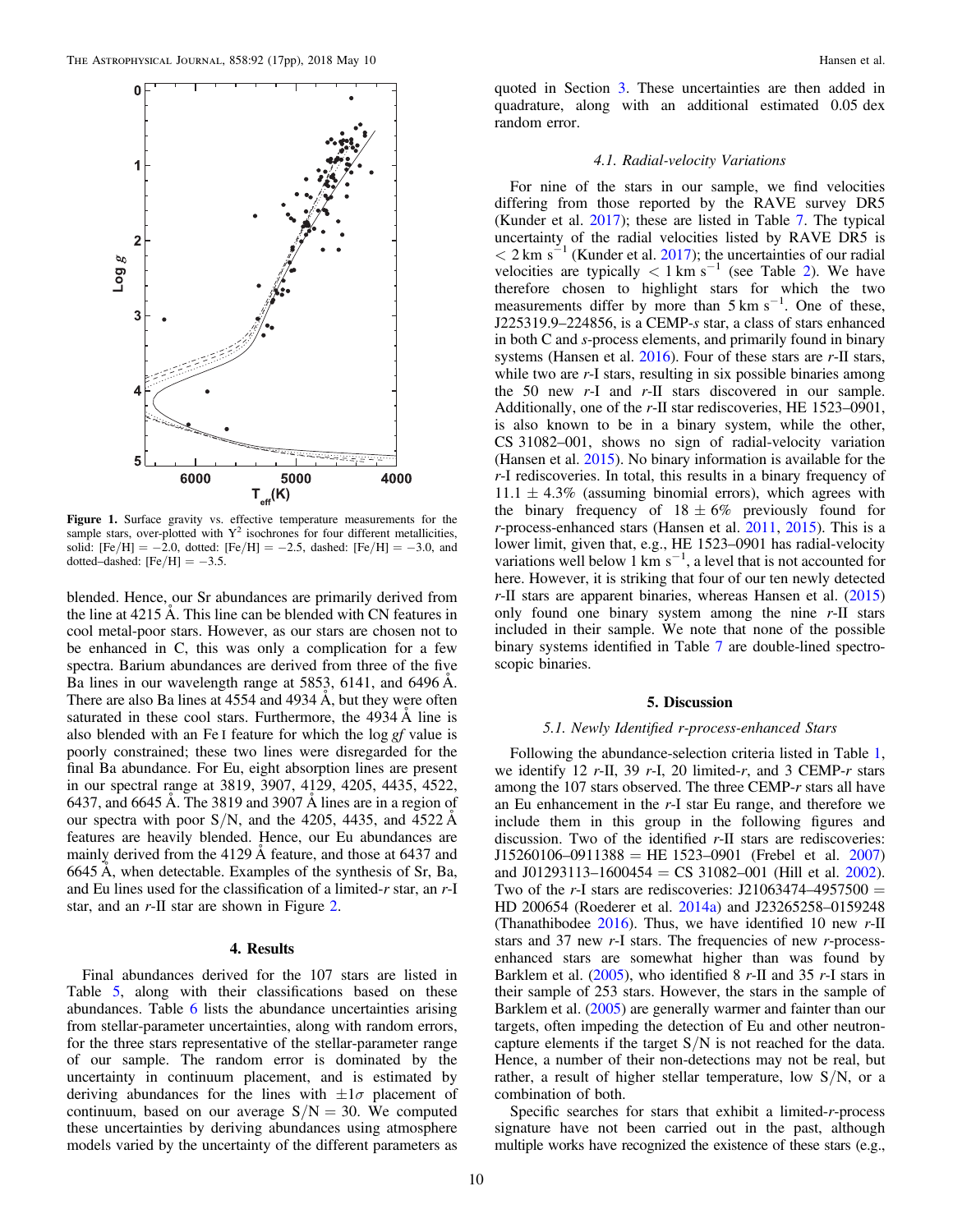Figure 1. Surface gravity vs. effective temperature measurements for the sample stars, over-plotted with $Y^2$ isochrones for four different metallicities, solid: [Fe/H] = −2.0, dotted: [Fe/H] = −2.5, dashed: [Fe/H] = −3.0, and dotted–dashed: [Fe/H] = −3.5.

blended. Hence, our Sr abundances are primarily derived from the line at 4215 Å. This line can be blended with CN features in cool metal-poor stars. However, as our stars are chosen not to be enhanced in C, this was only a complication for a few spectra. Barium abundances are derived from three of the five Ba lines in our wavelength range at 5853, 6141, and 6496 Å. There are also Ba lines at 4554 and 4934 Å, but they were often saturated in these cool stars. Furthermore, the 4934 Å line is also blended with an Fe I feature for which the log *gf* value is poorly constrained; these two lines were disregarded for the final Ba abundance. For Eu, eight absorption lines are present in our spectral range at 3819, 3907, 4129, 4205, 4435, 4522, 6437, and 6645 Å. The 3819 and 3907 Å lines are in a region of our spectra with poor S/N, and the 4205, 4435, and 4522 Å features are heavily blended. Hence, our Eu abundances are mainly derived from the 4129 Å feature, and those at 6437 and 6645 Å, when detectable. Examples of the synthesis of Sr, Ba, and Eu lines used for the classification of a limited-*r* star, an *r*-I star, and an *r*-II star are shown in Figure 2.

## 4. Results

Final abundances derived for the 107 stars are listed in Table 5, along with their classifications based on these abundances. Table 6 lists the abundance uncertainties arising from stellar-parameter uncertainties, along with random errors, for the three stars representative of the stellar-parameter range of our sample. The random error is dominated by the uncertainty in continuum placement, and is estimated by deriving abundances for the lines with $\pm1\sigma$ placement of continuum, based on our average S/N = 30. We computed these uncertainties by deriving abundances using atmosphere models varied by the uncertainty of the different parameters as quoted in Section 3. These uncertainties are then added in quadrature, along with an additional estimated 0.05 dex random error.

### 4.1. Radial-velocity Variations

For nine of the stars in our sample, we find velocities differing from those reported by the RAVE survey DR5 (Kunder et al. 2017); these are listed in Table 7. The typical uncertainty of the radial velocities listed by RAVE DR5 is $< 2$ km s$^{-1}$ (Kunder et al. 2017); the uncertainties of our radial velocities are typically $< 1$ km s$^{-1}$ (see Table 2). We have therefore chosen to highlight stars for which the two measurements differ by more than 5 km s$^{-1}$. One of these, J225319.9–224856, is a CEMP-*s* star, a class of stars enhanced in both C and *s*-process elements, and primarily found in binary systems (Hansen et al. 2016). Four of these stars are *r*-II stars, while two are *r*-I stars, resulting in six possible binaries among the 50 new *r*-I and *r*-II stars discovered in our sample. Additionally, one of the *r*-II star rediscoveries, HE 1523–0901, is also known to be in a binary system, while the other, CS 31082–001, shows no sign of radial-velocity variation (Hansen et al. 2015). No binary information is available for the *r*-I rediscoveries. In total, this results in a binary frequency of 11.1 ± 4.3% (assuming binomial errors), which agrees with the binary frequency of 18 ± 6% previously found for *r*-process-enhanced stars (Hansen et al. 2011, 2015). This is a lower limit, given that, e.g., HE 1523–0901 has radial-velocity variations well below 1 km s$^{-1}$, a level that is not accounted for here. However, it is striking that four of our ten newly detected *r*-II stars are apparent binaries, whereas Hansen et al. (2015) only found one binary system among the nine *r*-II stars included in their sample. We note that none of the possible binary systems identified in Table 7 are double-lined spectroscopic binaries.

## 5. Discussion

### 5.1. Newly Identified r-process-enhanced Stars

Following the abundance-selection criteria listed in Table 1, we identify 12 *r*-II, 39 *r*-I, 20 limited-*r*, and 3 CEMP-*r* stars among the 107 stars observed. The three CEMP-*r* stars all have an Eu enhancement in the *r*-I star Eu range, and therefore we include them in this group in the following figures and discussion. Two of the identified *r*-II stars are rediscoveries: J15260106–0911388 = HE 1523–0901 (Frebel et al. 2007) and J01293113–1600454 = CS 31082–001 (Hill et al. 2002). Two of the *r*-I stars are rediscoveries: J21063474–4957500 = HD 200654 (Roederer et al. 2014a) and J23265258–0159248 (Thanathibodee 2016). Thus, we have identified 10 new *r*-II stars and 37 new *r*-I stars. The frequencies of new *r*-process-enhanced stars are somewhat higher than was found by Barklem et al. (2005), who identified 8 *r*-II and 35 *r*-I stars in their sample of 253 stars. However, the stars in the sample of Barklem et al. (2005) are generally warmer and fainter than our targets, often impeding the detection of Eu and other neutron-capture elements if the target S/N is not reached for the data. Hence, a number of their non-detections may not be real, but rather, a result of higher stellar temperature, low S/N, or a combination of both.

Specific searches for stars that exhibit a limited-*r*-process signature have not been carried out in the past, although multiple works have recognized the existence of these stars (e.g.,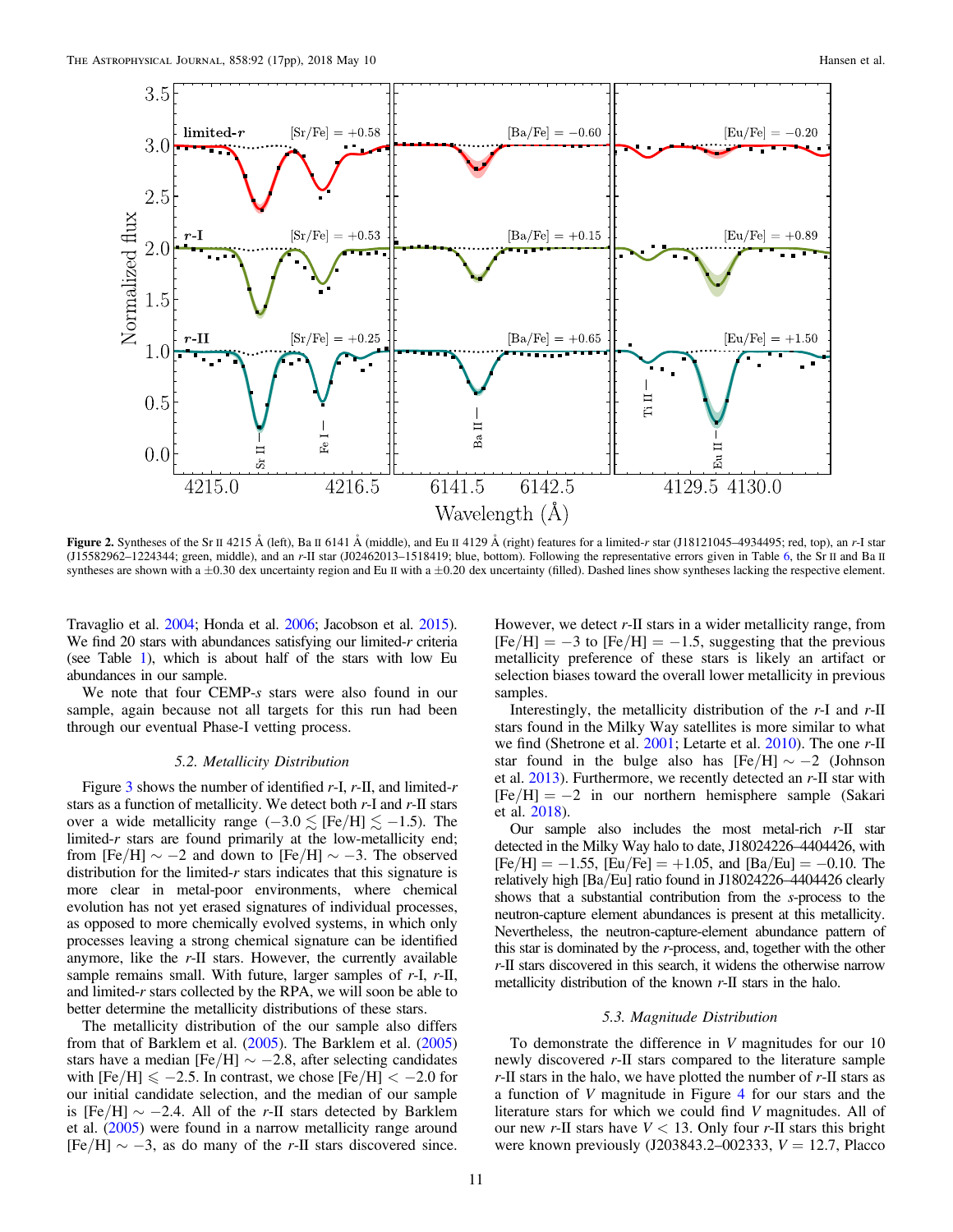**Figure 2.** Syntheses of the Sr II 4215 Å (left), Ba II 6141 Å (middle), and Eu II 4129 Å (right) features for a limited-*r* star (J18121045–4934495; red, top), an *r*-I star (J15582962–1224344; green, middle), and an *r*-II star (J02462013–1518419; blue, bottom). Following the representative errors given in Table 6, the Sr II and Ba II syntheses are shown with a ±0.30 dex uncertainty region and Eu II with a ±0.20 dex uncertainty (filled). Dashed lines show syntheses lacking the respective element.

Travaglio et al. 2004; Honda et al. 2006; Jacobson et al. 2015). We find 20 stars with abundances satisfying our limited-*r* criteria (see Table 1), which is about half of the stars with low Eu abundances in our sample.

We note that four CEMP-*s* stars were also found in our sample, again because not all targets for this run had been through our eventual Phase-I vetting process.

### 5.2. Metallicity Distribution

Figure 3 shows the number of identified *r*-I, *r*-II, and limited-*r* stars as a function of metallicity. We detect both *r*-I and *r*-II stars over a wide metallicity range ($-3.0 \lesssim$ [Fe/H] $\lesssim -1.5$). The limited-*r* stars are found primarily at the low-metallicity end; from [Fe/H] $\sim -2$ and down to [Fe/H] $\sim -3$. The observed distribution for the limited-*r* stars indicates that this signature is more clear in metal-poor environments, where chemical evolution has not yet erased signatures of individual processes, as opposed to more chemically evolved systems, in which only processes leaving a strong chemical signature can be identified anymore, like the *r*-II stars. However, the currently available sample remains small. With future, larger samples of *r*-I, *r*-II, and limited-*r* stars collected by the RPA, we will soon be able to better determine the metallicity distributions of these stars.

The metallicity distribution of the our sample also differs from that of Barklem et al. (2005). The Barklem et al. (2005) stars have a median [Fe/H] $\sim -2.8$, after selecting candidates with [Fe/H] $\leqslant -2.5$. In contrast, we chose [Fe/H] $< -2.0$ for our initial candidate selection, and the median of our sample is [Fe/H] $\sim -2.4$. All of the *r*-II stars detected by Barklem et al. (2005) were found in a narrow metallicity range around [Fe/H] $\sim -3$, as do many of the *r*-II stars discovered since. However, we detect *r*-II stars in a wider metallicity range, from [Fe/H] $= -3$ to [Fe/H] $= -1.5$, suggesting that the previous metallicity preference of these stars is likely an artifact or selection biases toward the overall lower metallicity in previous samples.

Interestingly, the metallicity distribution of the *r*-I and *r*-II stars found in the Milky Way satellites is more similar to what we find (Shetrone et al. 2001; Letarte et al. 2010). The one *r*-II star found in the bulge also has [Fe/H] $\sim -2$ (Johnson et al. 2013). Furthermore, we recently detected an *r*-II star with [Fe/H] $= -2$ in our northern hemisphere sample (Sakari et al. 2018).

Our sample also includes the most metal-rich *r*-II star detected in the Milky Way halo to date, J18024226–4404426, with [Fe/H] $= -1.55$, [Eu/Fe] $= +1.05$, and [Ba/Eu] $= -0.10$. The relatively high [Ba/Eu] ratio found in J18024226–4404426 clearly shows that a substantial contribution from the *s*-process to the neutron-capture element abundances is present at this metallicity. Nevertheless, the neutron-capture-element abundance pattern of this star is dominated by the *r*-process, and, together with the other *r*-II stars discovered in this search, it widens the otherwise narrow metallicity distribution of the known *r*-II stars in the halo.

### 5.3. Magnitude Distribution

To demonstrate the difference in $V$ magnitudes for our 10 newly discovered *r*-II stars compared to the literature sample *r*-II stars in the halo, we have plotted the number of *r*-II stars as a function of $V$ magnitude in Figure 4 for our stars and the literature stars for which we could find $V$ magnitudes. All of our new *r*-II stars have $V < 13$. Only four *r*-II stars this bright were known previously (J203843.2–002333, $V = 12.7$, Placco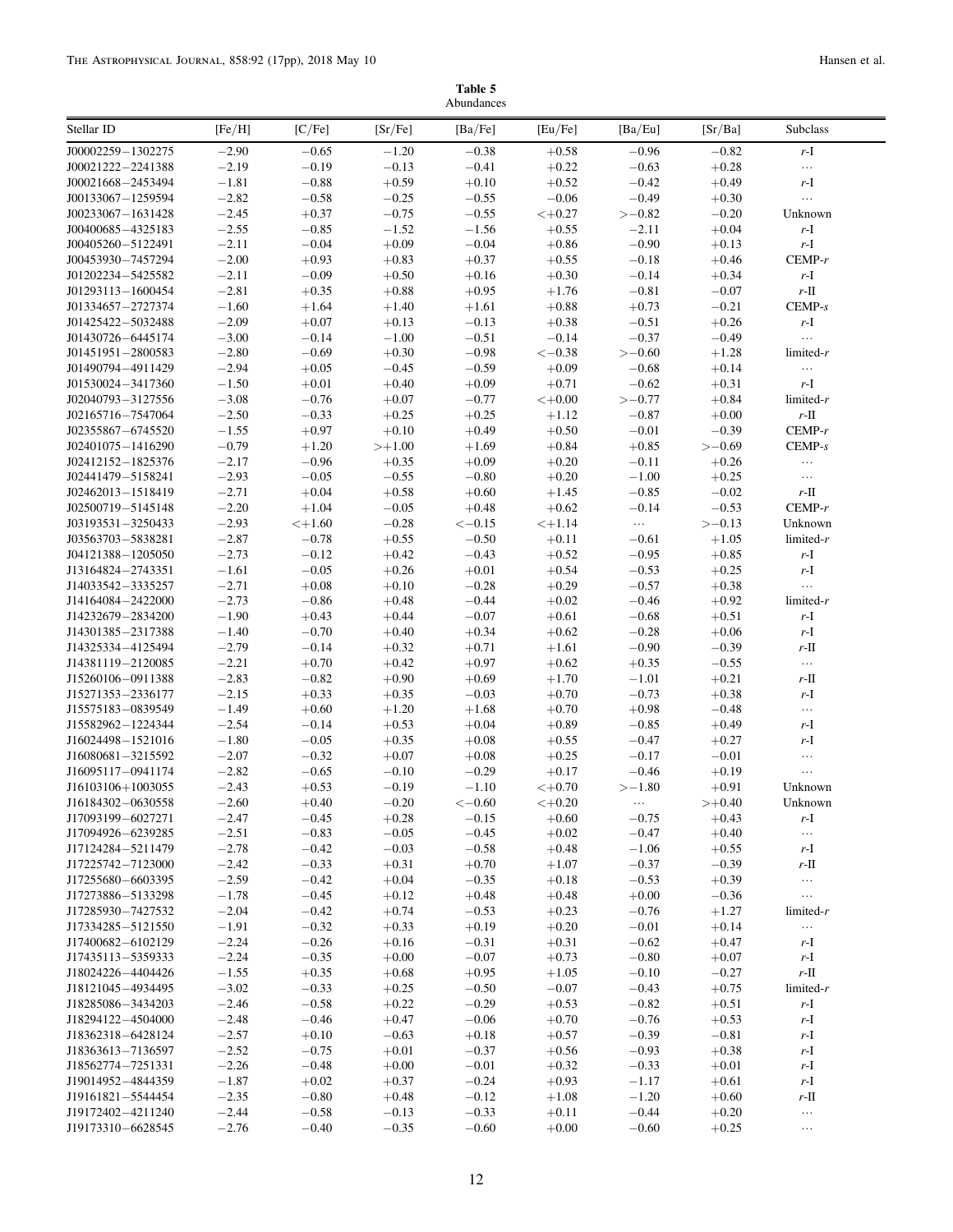**Table 5**
Abundances

| Stellar ID | [Fe/H] | [C/Fe] | [Sr/Fe] | [Ba/Fe] | [Eu/Fe] | [Ba/Eu] | [Sr/Ba] | Subclass |
|---|---|---|---|---|---|---|---|---|
| J00002259−1302275 | −2.90 | −0.65 | −1.20 | −0.38 | +0.58 | −0.96 | −0.82 | *r*-I |
| J00021222−2241388 | −2.19 | −0.19 | −0.13 | −0.41 | +0.22 | −0.63 | +0.28 | ⋯ |
| J00021668−2453494 | −1.81 | −0.88 | +0.59 | +0.10 | +0.52 | −0.42 | +0.49 | *r*-I |
| J00133067−1259594 | −2.82 | −0.58 | −0.25 | −0.55 | −0.06 | −0.49 | +0.30 | ⋯ |
| J00233067−1631428 | −2.45 | +0.37 | −0.75 | −0.55 | <+0.27 | >−0.82 | −0.20 | Unknown |
| J00400685−4325183 | −2.55 | −0.85 | −1.52 | −1.56 | +0.55 | −2.11 | +0.04 | *r*-I |
| J00405260−5122491 | −2.11 | −0.04 | +0.09 | −0.04 | +0.86 | −0.90 | +0.13 | *r*-I |
| J00453930−7457294 | −2.00 | +0.93 | +0.83 | +0.37 | +0.55 | −0.18 | +0.46 | CEMP-*r* |
| J01202234−5425582 | −2.11 | −0.09 | +0.50 | +0.16 | +0.30 | −0.14 | +0.34 | *r*-I |
| J01293113−1600454 | −2.81 | +0.35 | +0.88 | +0.95 | +1.76 | −0.81 | −0.07 | *r*-II |
| J01334657−2727374 | −1.60 | +1.64 | +1.40 | +1.61 | +0.88 | +0.73 | −0.21 | CEMP-*s* |
| J01425422−5032488 | −2.09 | +0.07 | +0.13 | −0.13 | +0.38 | −0.51 | +0.26 | *r*-I |
| J01430726−6445174 | −3.00 | −0.14 | −1.00 | −0.51 | −0.14 | −0.37 | −0.49 | ⋯ |
| J01451951−2800583 | −2.80 | −0.69 | +0.30 | −0.98 | <−0.38 | >−0.60 | +1.28 | limited-*r* |
| J01490794−4911429 | −2.94 | +0.05 | −0.45 | −0.59 | +0.09 | −0.68 | +0.14 | ⋯ |
| J01530024−3417360 | −1.50 | +0.01 | +0.40 | +0.09 | +0.71 | −0.62 | +0.31 | *r*-I |
| J02040793−3127556 | −3.08 | −0.76 | +0.07 | −0.77 | <+0.00 | >−0.77 | +0.84 | limited-*r* |
| J02165716−7547064 | −2.50 | −0.33 | +0.25 | +0.25 | +1.12 | −0.87 | +0.00 | *r*-II |
| J02355867−6745520 | −1.55 | +0.97 | +0.10 | +0.49 | +0.50 | −0.01 | −0.39 | CEMP-*r* |
| J02401075−1416290 | −0.79 | +1.20 | >+1.00 | +1.69 | +0.84 | +0.85 | >−0.69 | CEMP-*s* |
| J02412152−1825376 | −2.17 | −0.96 | +0.35 | +0.09 | +0.20 | −0.11 | +0.26 | ⋯ |
| J02441479−5158241 | −2.93 | −0.05 | −0.55 | −0.80 | +0.20 | −1.00 | +0.25 | ⋯ |
| J02462013−1518419 | −2.71 | +0.04 | +0.58 | +0.60 | +1.45 | −0.85 | −0.02 | *r*-II |
| J02500719−5145148 | −2.20 | +1.04 | −0.05 | +0.48 | +0.62 | −0.14 | −0.53 | CEMP-*r* |
| J03193531−3250433 | −2.93 | <+1.60 | −0.28 | <−0.15 | <+1.14 | ⋯ | >−0.13 | Unknown |
| J03563703−5838281 | −2.87 | −0.78 | +0.55 | −0.50 | +0.11 | −0.61 | +1.05 | limited-*r* |
| J04121388−1205050 | −2.73 | −0.12 | +0.42 | −0.43 | +0.52 | −0.95 | +0.85 | *r*-I |
| J13164824−2743351 | −1.61 | −0.05 | +0.26 | +0.01 | +0.54 | −0.53 | +0.25 | *r*-I |
| J14033542−3335257 | −2.71 | +0.08 | +0.10 | −0.28 | +0.29 | −0.57 | +0.38 | ⋯ |
| J14164084−2422000 | −2.73 | −0.86 | +0.48 | −0.44 | +0.02 | −0.46 | +0.92 | limited-*r* |
| J14232679−2834200 | −1.90 | +0.43 | +0.44 | −0.07 | +0.61 | −0.68 | +0.51 | *r*-I |
| J14301385−2317388 | −1.40 | −0.70 | +0.40 | +0.34 | +0.62 | −0.28 | +0.06 | *r*-I |
| J14325334−4125494 | −2.79 | −0.14 | +0.32 | +0.71 | +1.61 | −0.90 | −0.39 | *r*-II |
| J14381119−2120085 | −2.21 | +0.70 | +0.42 | +0.97 | +0.62 | +0.35 | −0.55 | ⋯ |
| J15260106−0911388 | −2.83 | −0.82 | +0.90 | +0.69 | +1.70 | −1.01 | +0.21 | *r*-II |
| J15271353−2336177 | −2.15 | +0.33 | +0.35 | −0.03 | +0.70 | −0.73 | +0.38 | *r*-I |
| J15575183−0839549 | −1.49 | +0.60 | +1.20 | +1.68 | +0.70 | +0.98 | −0.48 | ⋯ |
| J15582962−1224344 | −2.54 | −0.14 | +0.53 | +0.04 | +0.89 | −0.85 | +0.49 | *r*-I |
| J16024498−1521016 | −1.80 | −0.05 | +0.35 | +0.08 | +0.55 | −0.47 | +0.27 | *r*-I |
| J16080681−3215592 | −2.07 | −0.32 | +0.07 | +0.08 | +0.25 | −0.17 | −0.01 | ⋯ |
| J16095117−0941174 | −2.82 | −0.65 | −0.10 | −0.29 | +0.17 | −0.46 | +0.19 | ⋯ |
| J16103106+1003055 | −2.43 | +0.53 | −0.19 | −1.10 | <+0.70 | >−1.80 | +0.91 | Unknown |
| J16184302−0630558 | −2.60 | +0.40 | −0.20 | <−0.60 | <+0.20 | ⋯ | >+0.40 | Unknown |
| J17093199−6027271 | −2.47 | −0.45 | +0.28 | −0.15 | +0.60 | −0.75 | +0.43 | *r*-I |
| J17094926−6239285 | −2.51 | −0.83 | −0.05 | −0.45 | +0.02 | −0.47 | +0.40 | ⋯ |
| J17124284−5211479 | −2.78 | −0.42 | −0.03 | −0.58 | +0.48 | −1.06 | +0.55 | *r*-I |
| J17225742−7123000 | −2.42 | −0.33 | +0.31 | +0.70 | +1.07 | −0.37 | −0.39 | *r*-II |
| J17255680−6603395 | −2.59 | −0.42 | +0.04 | −0.35 | +0.18 | −0.53 | +0.39 | ⋯ |
| J17273886−5133298 | −1.78 | −0.45 | +0.12 | +0.48 | +0.48 | +0.00 | −0.36 | ⋯ |
| J17285930−7427532 | −2.04 | −0.42 | +0.74 | −0.53 | +0.23 | −0.76 | +1.27 | limited-*r* |
| J17334285−5121550 | −1.91 | −0.32 | +0.33 | +0.19 | +0.20 | −0.01 | +0.14 | ⋯ |
| J17400682−6102129 | −2.24 | −0.26 | +0.16 | −0.31 | +0.31 | −0.62 | +0.47 | *r*-I |
| J17435113−5359333 | −2.24 | −0.35 | +0.00 | −0.07 | +0.73 | −0.80 | +0.07 | *r*-I |
| J18024226−4404426 | −1.55 | +0.35 | +0.68 | +0.95 | +1.05 | −0.10 | −0.27 | *r*-II |
| J18121045−4934495 | −3.02 | −0.33 | +0.25 | −0.50 | −0.07 | −0.43 | +0.75 | limited-*r* |
| J18285086−3434203 | −2.46 | −0.58 | +0.22 | −0.29 | +0.53 | −0.82 | +0.51 | *r*-I |
| J18294122−4504000 | −2.48 | −0.46 | +0.47 | −0.06 | +0.70 | −0.76 | +0.53 | *r*-I |
| J18362318−6428124 | −2.57 | +0.10 | −0.63 | +0.18 | +0.57 | −0.39 | −0.81 | *r*-I |
| J18363613−7136597 | −2.52 | −0.75 | +0.01 | −0.37 | +0.56 | −0.93 | +0.38 | *r*-I |
| J18562774−7251331 | −2.26 | −0.48 | +0.00 | −0.01 | +0.32 | −0.33 | +0.01 | *r*-I |
| J19014952−4844359 | −1.87 | +0.02 | +0.37 | −0.24 | +0.93 | −1.17 | +0.61 | *r*-I |
| J19161821−5544454 | −2.35 | −0.80 | +0.48 | −0.12 | +1.08 | −1.20 | +0.60 | *r*-II |
| J19172402−4211240 | −2.44 | −0.58 | −0.13 | −0.33 | +0.11 | −0.44 | +0.20 | ⋯ |
| J19173310−6628545 | −2.76 | −0.40 | −0.35 | −0.60 | +0.00 | −0.60 | +0.25 | ⋯ |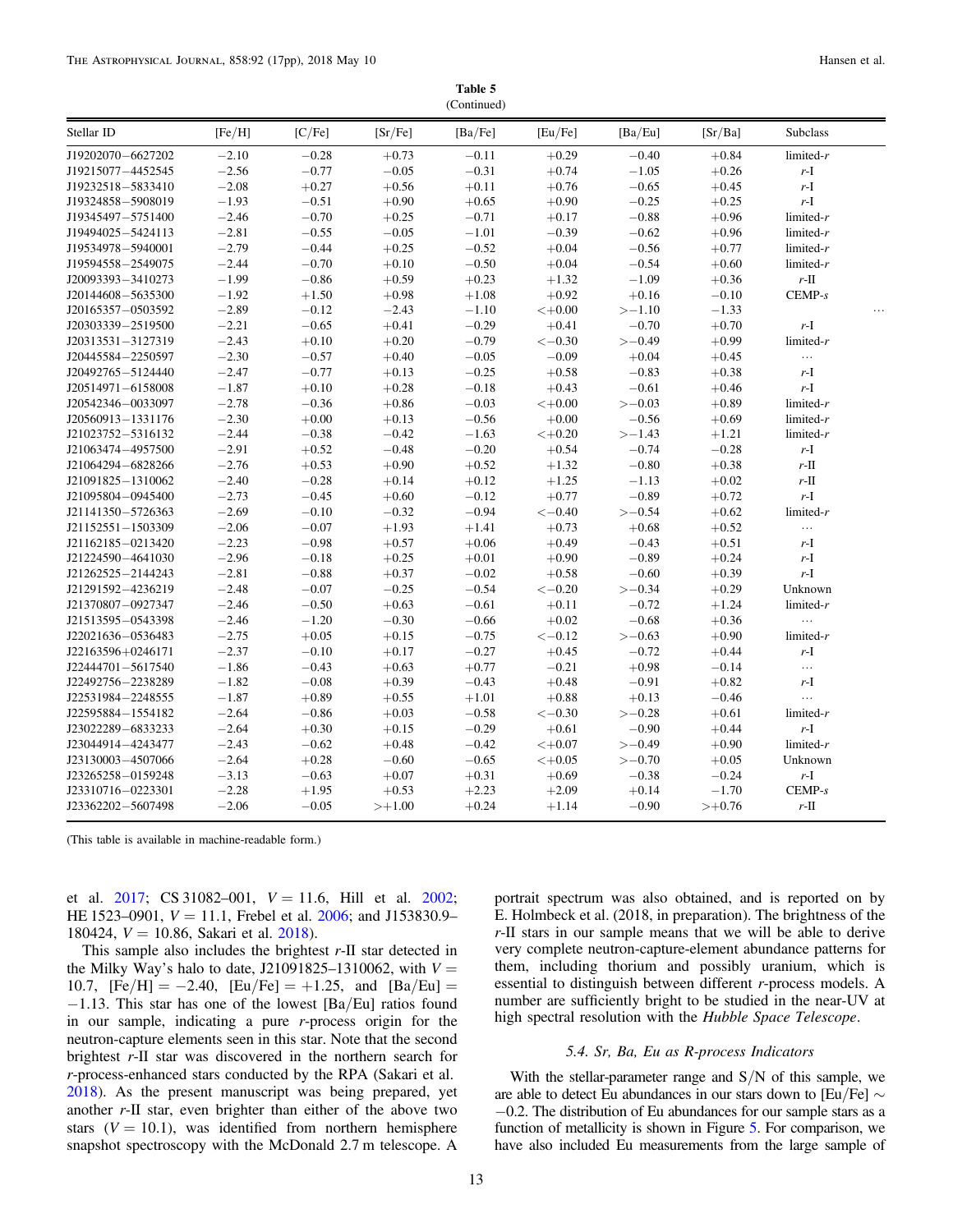**Table 5**
(Continued)

| Stellar ID | [Fe/H] | [C/Fe] | [Sr/Fe] | [Ba/Fe] | [Eu/Fe] | [Ba/Eu] | [Sr/Ba] | Subclass |
|---|---|---|---|---|---|---|---|---|
| J19202070−6627202 | −2.10 | −0.28 | +0.73 | −0.11 | +0.29 | −0.40 | +0.84 | limited-*r* |
| J19215077−4452545 | −2.56 | −0.77 | −0.05 | −0.31 | +0.74 | −1.05 | +0.26 | *r*-I |
| J19232518−5833410 | −2.08 | +0.27 | +0.56 | +0.11 | +0.76 | −0.65 | +0.45 | *r*-I |
| J19324858−5908019 | −1.93 | −0.51 | +0.90 | +0.65 | +0.90 | −0.25 | +0.25 | *r*-I |
| J19345497−5751400 | −2.46 | −0.70 | +0.25 | −0.71 | +0.17 | −0.88 | +0.96 | limited-*r* |
| J19494025−5424113 | −2.81 | −0.55 | −0.05 | −1.01 | −0.39 | −0.62 | +0.96 | limited-*r* |
| J19534978−5940001 | −2.79 | −0.44 | +0.25 | −0.52 | +0.04 | −0.56 | +0.77 | limited-*r* |
| J19594558−2549075 | −2.44 | −0.70 | +0.10 | −0.50 | +0.04 | −0.54 | +0.60 | limited-*r* |
| J20093393−3410273 | −1.99 | −0.86 | +0.59 | +0.23 | +1.32 | −1.09 | +0.36 | *r*-II |
| J20144608−5635300 | −1.92 | +1.50 | +0.98 | +1.08 | +0.92 | +0.16 | −0.10 | CEMP-*s* |
| J20165357−0503592 | −2.89 | −0.12 | −2.43 | −1.10 | <+0.00 | >−1.10 | −1.33 | … |
| J20303339−2519500 | −2.21 | −0.65 | +0.41 | −0.29 | +0.41 | −0.70 | +0.70 | *r*-I |
| J20313531−3127319 | −2.43 | +0.10 | +0.20 | −0.79 | <−0.30 | >−0.49 | +0.99 | limited-*r* |
| J20445584−2250597 | −2.30 | −0.57 | +0.40 | −0.05 | −0.09 | +0.04 | +0.45 | … |
| J20492765−5124440 | −2.47 | −0.77 | +0.13 | −0.25 | +0.58 | −0.83 | +0.38 | *r*-I |
| J20514971−6158008 | −1.87 | +0.10 | +0.28 | −0.18 | +0.43 | −0.61 | +0.46 | *r*-I |
| J20542346−0033097 | −2.78 | −0.36 | +0.86 | −0.03 | <+0.00 | >−0.03 | +0.89 | limited-*r* |
| J20560913−1331176 | −2.30 | +0.00 | +0.13 | −0.56 | +0.00 | −0.56 | +0.69 | limited-*r* |
| J21023752−5316132 | −2.44 | −0.38 | −0.42 | −1.63 | <+0.20 | >−1.43 | +1.21 | limited-*r* |
| J21063474−4957500 | −2.91 | +0.52 | −0.48 | −0.20 | +0.54 | −0.74 | −0.28 | *r*-I |
| J21064294−6828266 | −2.76 | +0.53 | +0.90 | +0.52 | +1.32 | −0.80 | +0.38 | *r*-II |
| J21091825−1310062 | −2.40 | −0.28 | +0.14 | +0.12 | +1.25 | −1.13 | +0.02 | *r*-II |
| J21095804−0945400 | −2.73 | −0.45 | +0.60 | −0.12 | +0.77 | −0.89 | +0.72 | *r*-I |
| J21141350−5726363 | −2.69 | −0.10 | −0.32 | −0.94 | <−0.40 | >−0.54 | +0.62 | limited-*r* |
| J21152551−1503309 | −2.06 | −0.07 | +1.93 | +1.41 | +0.73 | +0.68 | +0.52 | … |
| J21162185−0213420 | −2.23 | −0.98 | +0.57 | +0.06 | +0.49 | −0.43 | +0.51 | *r*-I |
| J21224590−4641030 | −2.96 | −0.18 | +0.25 | +0.01 | +0.90 | −0.89 | +0.24 | *r*-I |
| J21262525−2144243 | −2.81 | −0.88 | +0.37 | −0.02 | +0.58 | −0.60 | +0.39 | *r*-I |
| J21291592−4236219 | −2.48 | −0.07 | −0.25 | −0.54 | <−0.20 | >−0.34 | +0.29 | Unknown |
| J21370807−0927347 | −2.46 | −0.50 | +0.63 | −0.61 | +0.11 | −0.72 | +1.24 | limited-*r* |
| J21513595−0543398 | −2.46 | −1.20 | −0.30 | −0.66 | +0.02 | −0.68 | +0.36 | … |
| J22021636−0536483 | −2.75 | +0.05 | +0.15 | −0.75 | <−0.12 | >−0.63 | +0.90 | limited-*r* |
| J22163596+0246171 | −2.37 | −0.10 | +0.17 | −0.27 | +0.45 | −0.72 | +0.44 | *r*-I |
| J22444701−5617540 | −1.86 | −0.43 | +0.63 | +0.77 | −0.21 | +0.98 | −0.14 | … |
| J22492756−2238289 | −1.82 | −0.08 | +0.39 | −0.43 | +0.48 | −0.91 | +0.82 | *r*-I |
| J22531984−2248555 | −1.87 | +0.89 | +0.55 | +1.01 | +0.88 | +0.13 | −0.46 | … |
| J22595884−1554182 | −2.64 | −0.86 | +0.03 | −0.58 | <−0.30 | >−0.28 | +0.61 | limited-*r* |
| J23022289−6833233 | −2.64 | +0.30 | +0.15 | −0.29 | +0.61 | −0.90 | +0.44 | *r*-I |
| J23044914−4243477 | −2.43 | −0.62 | +0.48 | −0.42 | <+0.07 | >−0.49 | +0.90 | limited-*r* |
| J23130003−4507066 | −2.64 | +0.28 | −0.60 | −0.65 | <+0.05 | >−0.70 | +0.05 | Unknown |
| J23265258−0159248 | −3.13 | −0.63 | +0.07 | +0.31 | +0.69 | −0.38 | −0.24 | *r*-I |
| J23310716−0223301 | −2.28 | +1.95 | +0.53 | +2.23 | +2.09 | +0.14 | −1.70 | CEMP-*s* |
| J23362202−5607498 | −2.06 | −0.05 | >+1.00 | +0.24 | +1.14 | −0.90 | >+0.76 | *r*-II |

(This table is available in machine-readable form.)

et al. 2017; CS 31082–001, $V = 11.6$, Hill et al. 2002; HE 1523–0901, $V = 11.1$, Frebel et al. 2006; and J153830.9–180424, $V = 10.86$, Sakari et al. 2018).

This sample also includes the brightest *r*-II star detected in the Milky Way's halo to date, J21091825–1310062, with $V = 10.7$, $[\mathrm{Fe/H}] = -2.40$, $[\mathrm{Eu/Fe}] = +1.25$, and $[\mathrm{Ba/Eu}] = -1.13$. This star has one of the lowest [Ba/Eu] ratios found in our sample, indicating a pure *r*-process origin for the neutron-capture elements seen in this star. Note that the second brightest *r*-II star was discovered in the northern search for *r*-process-enhanced stars conducted by the RPA (Sakari et al. 2018). As the present manuscript was being prepared, yet another *r*-II star, even brighter than either of the above two stars ($V = 10.1$), was identified from northern hemisphere snapshot spectroscopy with the McDonald 2.7 m telescope. A portrait spectrum was also obtained, and is reported on by E. Holmbeck et al. (2018, in preparation). The brightness of the *r*-II stars in our sample means that we will be able to derive very complete neutron-capture-element abundance patterns for them, including thorium and possibly uranium, which is essential to distinguish between different *r*-process models. A number are sufficiently bright to be studied in the near-UV at high spectral resolution with the *Hubble Space Telescope*.

### 5.4. Sr, Ba, Eu as R-process Indicators

With the stellar-parameter range and S/N of this sample, we are able to detect Eu abundances in our stars down to $[\mathrm{Eu/Fe}] \sim -0.2$. The distribution of Eu abundances for our sample stars as a function of metallicity is shown in Figure 5. For comparison, we have also included Eu measurements from the large sample of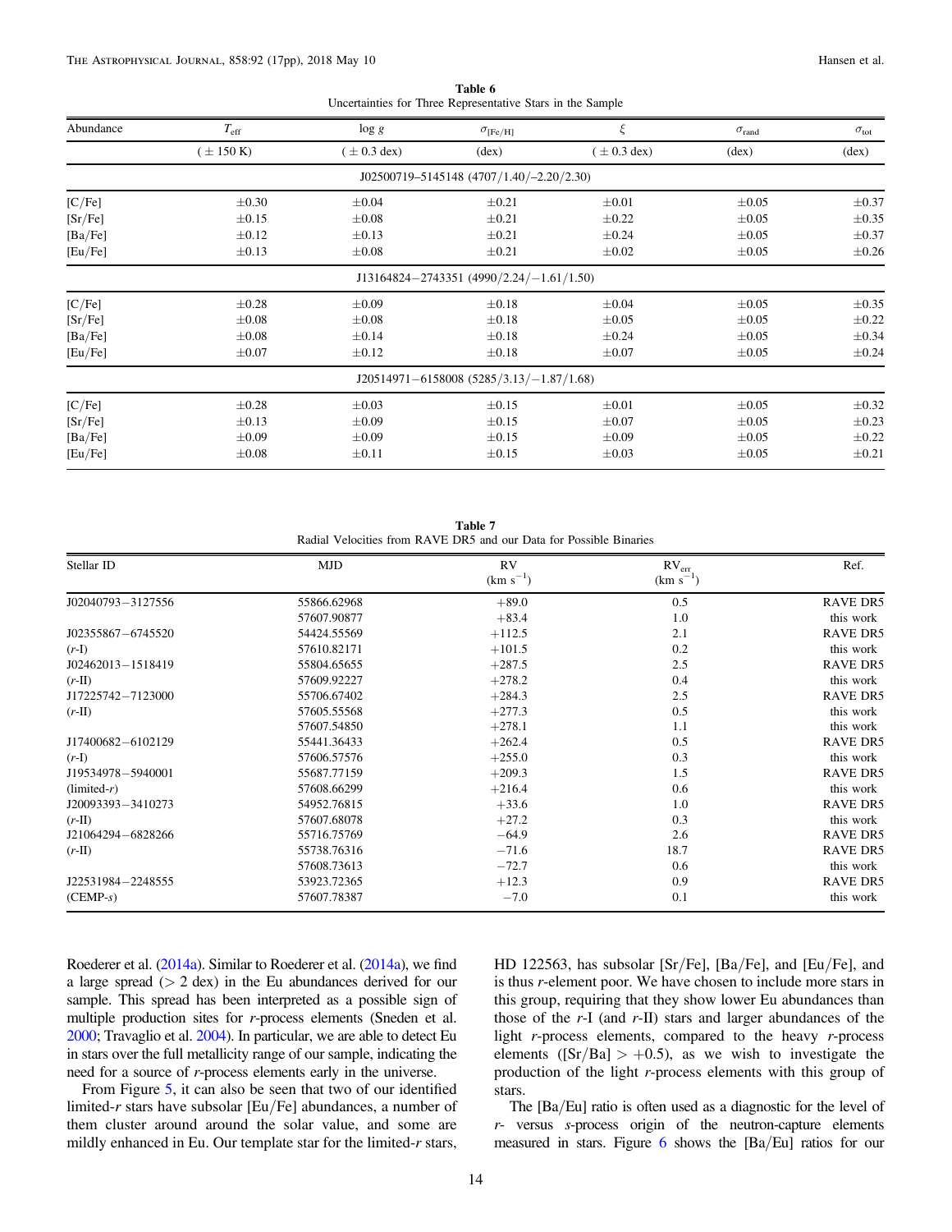**Table 6**
Uncertainties for Three Representative Stars in the Sample

| Abundance | $T_{\rm eff}$ | log $g$ | $\sigma_{\rm [Fe/H]}$ | $\xi$ | $\sigma_{\rm rand}$ | $\sigma_{\rm tot}$ |
|---|---|---|---|---|---|---|
| | ( ± 150 K) | ( ± 0.3 dex) | (dex) | ( ± 0.3 dex) | (dex) | (dex) |
| | | | J02500719–5145148 (4707/1.40/–2.20/2.30) | | | |
| [C/Fe] | ±0.30 | ±0.04 | ±0.21 | ±0.01 | ±0.05 | ±0.37 |
| [Sr/Fe] | ±0.15 | ±0.08 | ±0.21 | ±0.22 | ±0.05 | ±0.35 |
| [Ba/Fe] | ±0.12 | ±0.13 | ±0.21 | ±0.24 | ±0.05 | ±0.37 |
| [Eu/Fe] | ±0.13 | ±0.08 | ±0.21 | ±0.02 | ±0.05 | ±0.26 |
| | | | J13164824−2743351 (4990/2.24/−1.61/1.50) | | | |
| [C/Fe] | ±0.28 | ±0.09 | ±0.18 | ±0.04 | ±0.05 | ±0.35 |
| [Sr/Fe] | ±0.08 | ±0.08 | ±0.18 | ±0.05 | ±0.05 | ±0.22 |
| [Ba/Fe] | ±0.08 | ±0.14 | ±0.18 | ±0.24 | ±0.05 | ±0.34 |
| [Eu/Fe] | ±0.07 | ±0.12 | ±0.18 | ±0.07 | ±0.05 | ±0.24 |
| | | | J20514971−6158008 (5285/3.13/−1.87/1.68) | | | |
| [C/Fe] | ±0.28 | ±0.03 | ±0.15 | ±0.01 | ±0.05 | ±0.32 |
| [Sr/Fe] | ±0.13 | ±0.09 | ±0.15 | ±0.07 | ±0.05 | ±0.23 |
| [Ba/Fe] | ±0.09 | ±0.09 | ±0.15 | ±0.09 | ±0.05 | ±0.22 |
| [Eu/Fe] | ±0.08 | ±0.11 | ±0.15 | ±0.03 | ±0.05 | ±0.21 |

**Table 7**
Radial Velocities from RAVE DR5 and our Data for Possible Binaries

| Stellar ID | MJD | RV (km s$^{-1}$) | RV$_{\rm err}$ (km s$^{-1}$) | Ref. |
|---|---|---|---|---|
| J02040793−3127556 | 55866.62968 | +89.0 | 0.5 | RAVE DR5 |
| | 57607.90877 | +83.4 | 1.0 | this work |
| J02355867−6745520 | 54424.55569 | +112.5 | 2.1 | RAVE DR5 |
| ($r$-I) | 57610.82171 | +101.5 | 0.2 | this work |
| J02462013−1518419 | 55804.65655 | +287.5 | 2.5 | RAVE DR5 |
| ($r$-II) | 57609.92227 | +278.2 | 0.4 | this work |
| J17225742−7123000 | 55706.67402 | +284.3 | 2.5 | RAVE DR5 |
| ($r$-II) | 57605.55568 | +277.3 | 0.5 | this work |
| | 57607.54850 | +278.1 | 1.1 | this work |
| J17400682−6102129 | 55441.36433 | +262.4 | 0.5 | RAVE DR5 |
| ($r$-I) | 57606.57576 | +255.0 | 0.3 | this work |
| J19534978−5940001 | 55687.77159 | +209.3 | 1.5 | RAVE DR5 |
| (limited-$r$) | 57608.66299 | +216.4 | 0.6 | this work |
| J20093393−3410273 | 54952.76815 | +33.6 | 1.0 | RAVE DR5 |
| ($r$-II) | 57607.68078 | +27.2 | 0.3 | this work |
| J21064294−6828266 | 55716.75769 | −64.9 | 2.6 | RAVE DR5 |
| ($r$-II) | 55738.76316 | −71.6 | 18.7 | RAVE DR5 |
| | 57608.73613 | −72.7 | 0.6 | this work |
| J22531984−2248555 | 53923.72365 | +12.3 | 0.9 | RAVE DR5 |
| (CEMP-$s$) | 57607.78387 | −7.0 | 0.1 | this work |

Roederer et al. (2014a). Similar to Roederer et al. (2014a), we find a large spread (> 2 dex) in the Eu abundances derived for our sample. This spread has been interpreted as a possible sign of multiple production sites for $r$-process elements (Sneden et al. 2000; Travaglio et al. 2004). In particular, we are able to detect Eu in stars over the full metallicity range of our sample, indicating the need for a source of $r$-process elements early in the universe.

From Figure 5, it can also be seen that two of our identified limited-$r$ stars have subsolar [Eu/Fe] abundances, a number of them cluster around around the solar value, and some are mildly enhanced in Eu. Our template star for the limited-$r$ stars, HD 122563, has subsolar [Sr/Fe], [Ba/Fe], and [Eu/Fe], and is thus $r$-element poor. We have chosen to include more stars in this group, requiring that they show lower Eu abundances than those of the $r$-I (and $r$-II) stars and larger abundances of the light $r$-process elements, compared to the heavy $r$-process elements ([Sr/Ba] > +0.5), as we wish to investigate the production of the light $r$-process elements with this group of stars.

The [Ba/Eu] ratio is often used as a diagnostic for the level of $r$- versus $s$-process origin of the neutron-capture elements measured in stars. Figure 6 shows the [Ba/Eu] ratios for our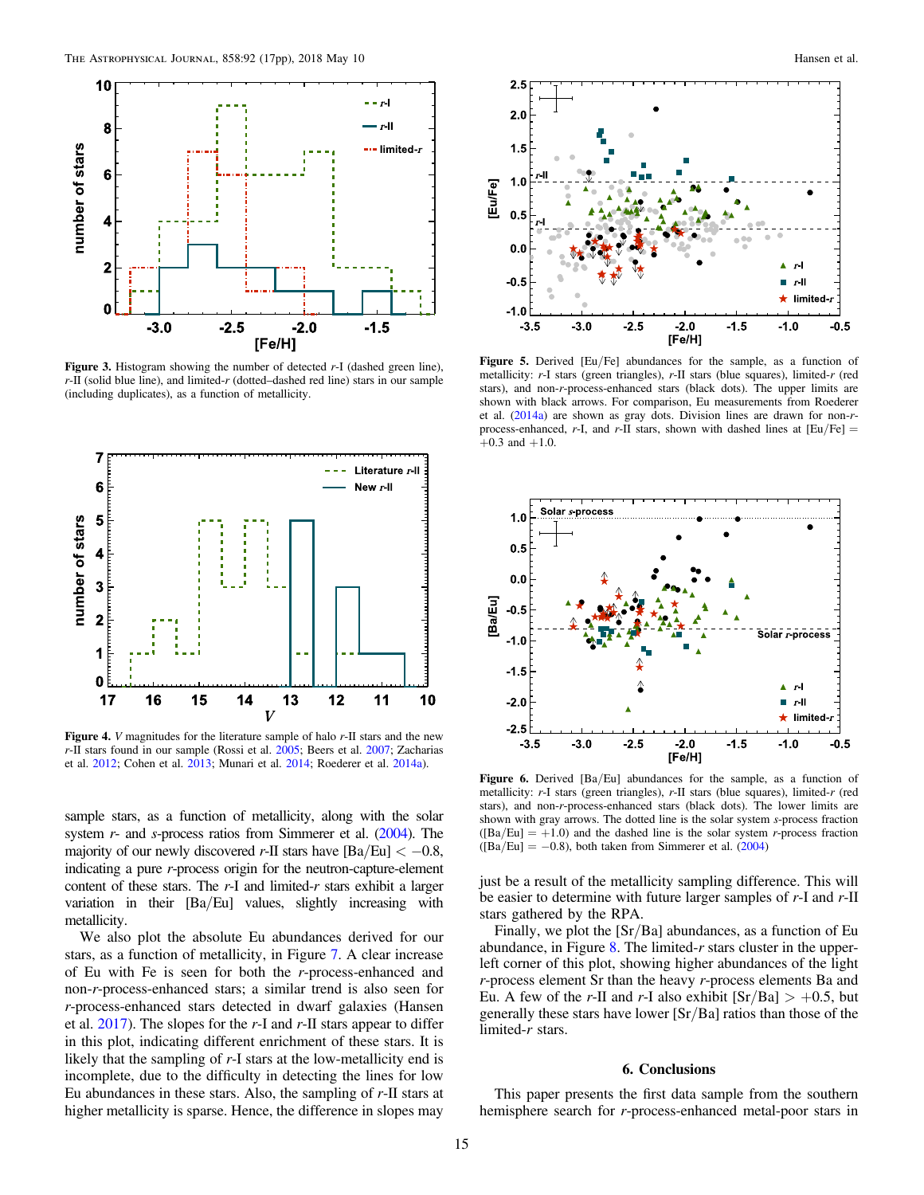**Figure 3.** Histogram showing the number of detected *r*-I (dashed green line), *r*-II (solid blue line), and limited-*r* (dotted–dashed red line) stars in our sample (including duplicates), as a function of metallicity.

**Figure 4.** *V* magnitudes for the literature sample of halo *r*-II stars and the new *r*-II stars found in our sample (Rossi et al. 2005; Beers et al. 2007; Zacharias et al. 2012; Cohen et al. 2013; Munari et al. 2014; Roederer et al. 2014a).

**Figure 5.** Derived [Eu/Fe] abundances for the sample, as a function of metallicity: *r*-I stars (green triangles), *r*-II stars (blue squares), limited-*r* (red stars), and non-*r*-process-enhanced stars (black dots). The upper limits are shown with black arrows. For comparison, Eu measurements from Roederer et al. (2014a) are shown as gray dots. Division lines are drawn for non-*r*-process-enhanced, *r*-I, and *r*-II stars, shown with dashed lines at [Eu/Fe] = +0.3 and +1.0.

**Figure 6.** Derived [Ba/Eu] abundances for the sample, as a function of metallicity: *r*-I stars (green triangles), *r*-II stars (blue squares), limited-*r* (red stars), and non-*r*-process-enhanced stars (black dots). The lower limits are shown with gray arrows. The dotted line is the solar system *s*-process fraction ([Ba/Eu] = +1.0) and the dashed line is the solar system *r*-process fraction ([Ba/Eu] = −0.8), both taken from Simmerer et al. (2004)

sample stars, as a function of metallicity, along with the solar system *r*- and *s*-process ratios from Simmerer et al. (2004). The majority of our newly discovered *r*-II stars have [Ba/Eu] $< -0.8$, indicating a pure *r*-process origin for the neutron-capture-element content of these stars. The *r*-I and limited-*r* stars exhibit a larger variation in their [Ba/Eu] values, slightly increasing with metallicity.

We also plot the absolute Eu abundances derived for our stars, as a function of metallicity, in Figure 7. A clear increase of Eu with Fe is seen for both the *r*-process-enhanced and non-*r*-process-enhanced stars; a similar trend is also seen for *r*-process-enhanced stars detected in dwarf galaxies (Hansen et al. 2017). The slopes for the *r*-I and *r*-II stars appear to differ in this plot, indicating different enrichment of these stars. It is likely that the sampling of *r*-I stars at the low-metallicity end is incomplete, due to the difficulty in detecting the lines for low Eu abundances in these stars. Also, the sampling of *r*-II stars at higher metallicity is sparse. Hence, the difference in slopes may just be a result of the metallicity sampling difference. This will be easier to determine with future larger samples of *r*-I and *r*-II stars gathered by the RPA.

Finally, we plot the [Sr/Ba] abundances, as a function of Eu abundance, in Figure 8. The limited-*r* stars cluster in the upper-left corner of this plot, showing higher abundances of the light *r*-process element Sr than the heavy *r*-process elements Ba and Eu. A few of the *r*-II and *r*-I also exhibit [Sr/Ba] $> +0.5$, but generally these stars have lower [Sr/Ba] ratios than those of the limited-*r* stars.

## 6. Conclusions

This paper presents the first data sample from the southern hemisphere search for *r*-process-enhanced metal-poor stars in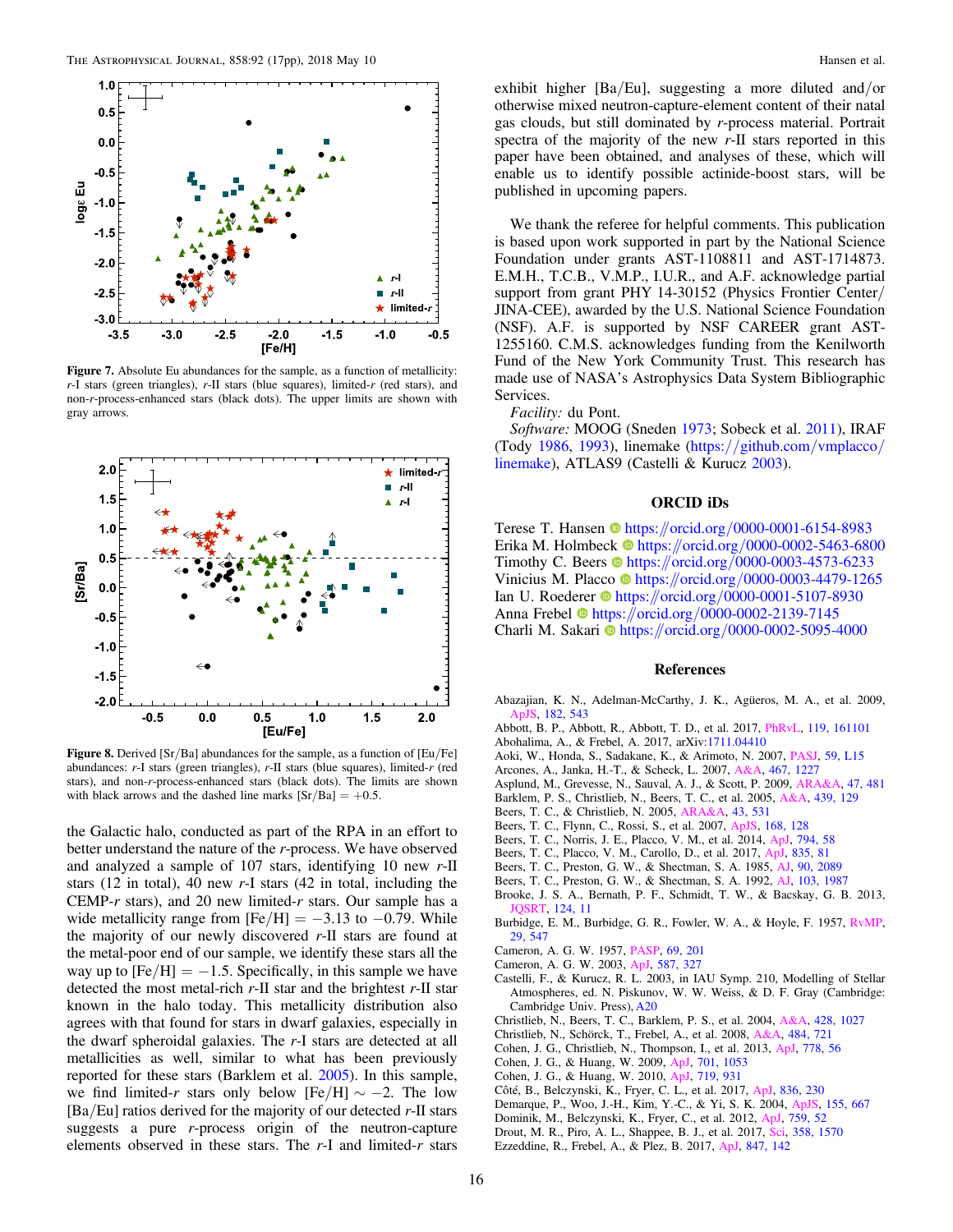**Figure 7.** Absolute Eu abundances for the sample, as a function of metallicity: *r*-I stars (green triangles), *r*-II stars (blue squares), limited-*r* (red stars), and non-*r*-process-enhanced stars (black dots). The upper limits are shown with gray arrows.

**Figure 8.** Derived [Sr/Ba] abundances for the sample, as a function of [Eu/Fe] abundances: *r*-I stars (green triangles), *r*-II stars (blue squares), limited-*r* (red stars), and non-*r*-process-enhanced stars (black dots). The limits are shown with black arrows and the dashed line marks [Sr/Ba] = +0.5.

the Galactic halo, conducted as part of the RPA in an effort to better understand the nature of the *r*-process. We have observed and analyzed a sample of 107 stars, identifying 10 new *r*-II stars (12 in total), 40 new *r*-I stars (42 in total, including the CEMP-*r* stars), and 20 new limited-*r* stars. Our sample has a wide metallicity range from [Fe/H] = −3.13 to −0.79. While the majority of our newly discovered *r*-II stars are found at the metal-poor end of our sample, we identify these stars all the way up to [Fe/H] = −1.5. Specifically, in this sample we have detected the most metal-rich *r*-II star and the brightest *r*-II star known in the halo today. This metallicity distribution also agrees with that found for stars in dwarf galaxies, especially in the dwarf spheroidal galaxies. The *r*-I stars are detected at all metallicities as well, similar to what has been previously reported for these stars (Barklem et al. 2005). In this sample, we find limited-*r* stars only below [Fe/H] ∼ −2. The low [Ba/Eu] ratios derived for the majority of our detected *r*-II stars suggests a pure *r*-process origin of the neutron-capture elements observed in these stars. The *r*-I and limited-*r* stars exhibit higher [Ba/Eu], suggesting a more diluted and/or otherwise mixed neutron-capture-element content of their natal gas clouds, but still dominated by *r*-process material. Portrait spectra of the majority of the new *r*-II stars reported in this paper have been obtained, and analyses of these, which will enable us to identify possible actinide-boost stars, will be published in upcoming papers.

We thank the referee for helpful comments. This publication is based upon work supported in part by the National Science Foundation under grants AST-1108811 and AST-1714873. E.M.H., T.C.B., V.M.P., I.U.R., and A.F. acknowledge partial support from grant PHY 14-30152 (Physics Frontier Center/JINA-CEE), awarded by the U.S. National Science Foundation (NSF). A.F. is supported by NSF CAREER grant AST-1255160. C.M.S. acknowledges funding from the Kenilworth Fund of the New York Community Trust. This research has made use of NASA's Astrophysics Data System Bibliographic Services.

*Facility:* du Pont.

*Software:* MOOG (Sneden 1973; Sobeck et al. 2011), IRAF (Tody 1986, 1993), linemake (https://github.com/vmplacco/linemake), ATLAS9 (Castelli & Kurucz 2003).

## ORCID iDs

Terese T. Hansen https://orcid.org/0000-0001-6154-8983
Erika M. Holmbeck https://orcid.org/0000-0002-5463-6800
Timothy C. Beers https://orcid.org/0000-0003-4573-6233
Vinicius M. Placco https://orcid.org/0000-0003-4479-1265
Ian U. Roederer https://orcid.org/0000-0001-5107-8930
Anna Frebel https://orcid.org/0000-0002-2139-7145
Charli M. Sakari https://orcid.org/0000-0002-5095-4000

## References

Abazajian, K. N., Adelman-McCarthy, J. K., Agüeros, M. A., et al. 2009, ApJS, 182, 543
Abbott, B. P., Abbott, R., Abbott, T. D., et al. 2017, PhRvL, 119, 161101
Abohalima, A., & Frebel, A. 2017, arXiv:1711.04410
Aoki, W., Honda, S., Sadakane, K., & Arimoto, N. 2007, PASJ, 59, L15
Arcones, A., Janka, H.-T., & Scheck, L. 2007, A&A, 467, 1227
Asplund, M., Grevesse, N., Sauval, A. J., & Scott, P. 2009, ARA&A, 47, 481
Barklem, P. S., Christlieb, N., Beers, T. C., et al. 2005, A&A, 439, 129
Beers, T. C., & Christlieb, N. 2005, ARA&A, 43, 531
Beers, T. C., Flynn, C., Rossi, S., et al. 2007, ApJS, 168, 128
Beers, T. C., Norris, J. E., Placco, V. M., et al. 2014, ApJ, 794, 58
Beers, T. C., Placco, V. M., Carollo, D., et al. 2017, ApJ, 835, 81
Beers, T. C., Preston, G. W., & Shectman, S. A. 1985, AJ, 90, 2089
Beers, T. C., Preston, G. W., & Shectman, S. A. 1992, AJ, 103, 1987
Brooke, J. S. A., Bernath, P. F., Schmidt, T. W., & Bacskay, G. B. 2013, JQSRT, 124, 11
Burbidge, E. M., Burbidge, G. R., Fowler, W. A., & Hoyle, F. 1957, RvMP, 29, 547
Cameron, A. G. W. 1957, PASP, 69, 201
Cameron, A. G. W. 2003, ApJ, 587, 327
Castelli, F., & Kurucz, R. L. 2003, in IAU Symp. 210, Modelling of Stellar Atmospheres, ed. N. Piskunov, W. W. Weiss, & D. F. Gray (Cambridge: Cambridge Univ. Press), A20
Christlieb, N., Beers, T. C., Barklem, P. S., et al. 2004, A&A, 428, 1027
Christlieb, N., Schörck, T., Frebel, A., et al. 2008, A&A, 484, 721
Cohen, J. G., Christlieb, N., Thompson, I., et al. 2013, ApJ, 778, 56
Cohen, J. G., & Huang, W. 2009, ApJ, 701, 1053
Cohen, J. G., & Huang, W. 2010, ApJ, 719, 931
Côté, B., Belczynski, K., Fryer, C. L., et al. 2017, ApJ, 836, 230
Demarque, P., Woo, J.-H., Kim, Y.-C., & Yi, S. K. 2004, ApJS, 155, 667
Dominik, M., Belczynski, K., Fryer, C., et al. 2012, ApJ, 759, 52
Drout, M. R., Piro, A. L., Shappee, B. J., et al. 2017, Sci, 358, 1570
Ezzeddine, R., Frebel, A., & Plez, B. 2017, ApJ, 847, 142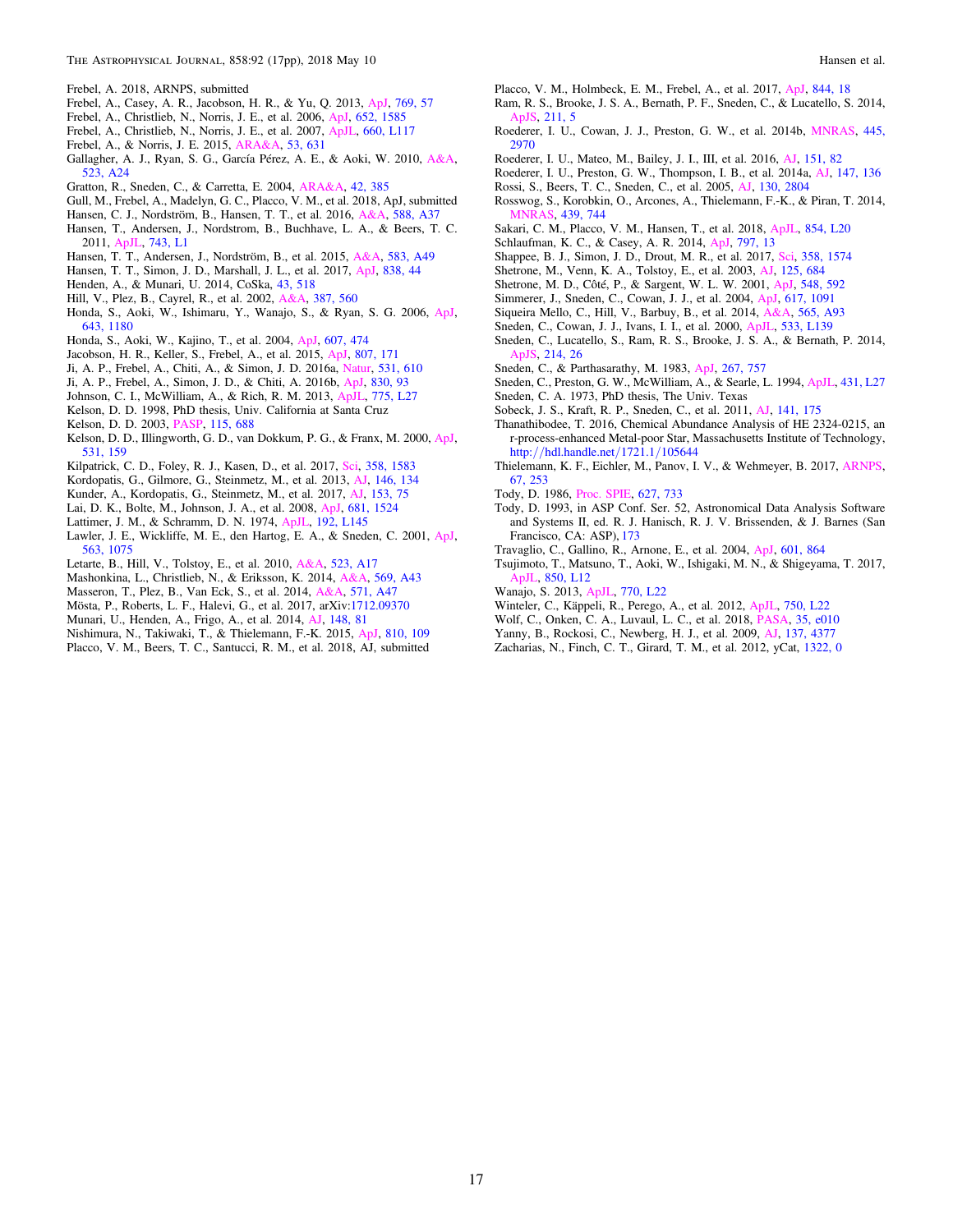Frebel, A. 2018, ARNPS, submitted

Frebel, A., Casey, A. R., Jacobson, H. R., & Yu, Q. 2013, ApJ, 769, 57

Frebel, A., Christlieb, N., Norris, J. E., et al. 2006, ApJ, 652, 1585

Frebel, A., Christlieb, N., Norris, J. E., et al. 2007, ApJL, 660, L117

Frebel, A., & Norris, J. E. 2015, ARA&A, 53, 631

Gallagher, A. J., Ryan, S. G., García Pérez, A. E., & Aoki, W. 2010, A&A, 523, A24

Gratton, R., Sneden, C., & Carretta, E. 2004, ARA&A, 42, 385

Gull, M., Frebel, A., Madelyn, G. C., Placco, V. M., et al. 2018, ApJ, submitted

Hansen, C. J., Nordström, B., Hansen, T. T., et al. 2016, A&A, 588, A37

Hansen, T., Andersen, J., Nordstrom, B., Buchhave, L. A., & Beers, T. C. 2011, ApJL, 743, L1

Hansen, T. T., Andersen, J., Nordström, B., et al. 2015, A&A, 583, A49

Hansen, T. T., Simon, J. D., Marshall, J. L., et al. 2017, ApJ, 838, 44

Henden, A., & Munari, U. 2014, CoSka, 43, 518

Hill, V., Plez, B., Cayrel, R., et al. 2002, A&A, 387, 560

Honda, S., Aoki, W., Ishimaru, Y., Wanajo, S., & Ryan, S. G. 2006, ApJ, 643, 1180

Honda, S., Aoki, W., Kajino, T., et al. 2004, ApJ, 607, 474

Jacobson, H. R., Keller, S., Frebel, A., et al. 2015, ApJ, 807, 171

Ji, A. P., Frebel, A., Chiti, A., & Simon, J. D. 2016a, Natur, 531, 610

Ji, A. P., Frebel, A., Simon, J. D., & Chiti, A. 2016b, ApJ, 830, 93

Johnson, C. I., McWilliam, A., & Rich, R. M. 2013, ApJL, 775, L27

Kelson, D. D. 1998, PhD thesis, Univ. California at Santa Cruz

Kelson, D. D. 2003, PASP, 115, 688

Kelson, D. D., Illingworth, G. D., van Dokkum, P. G., & Franx, M. 2000, ApJ, 531, 159

Kilpatrick, C. D., Foley, R. J., Kasen, D., et al. 2017, Sci, 358, 1583

Kordopatis, G., Gilmore, G., Steinmetz, M., et al. 2013, AJ, 146, 134

Kunder, A., Kordopatis, G., Steinmetz, M., et al. 2017, AJ, 153, 75

Lai, D. K., Bolte, M., Johnson, J. A., et al. 2008, ApJ, 681, 1524

Lattimer, J. M., & Schramm, D. N. 1974, ApJL, 192, L145

Lawler, J. E., Wickliffe, M. E., den Hartog, E. A., & Sneden, C. 2001, ApJ, 563, 1075

Letarte, B., Hill, V., Tolstoy, E., et al. 2010, A&A, 523, A17

Mashonkina, L., Christlieb, N., & Eriksson, K. 2014, A&A, 569, A43

Masseron, T., Plez, B., Van Eck, S., et al. 2014, A&A, 571, A47

Mösta, P., Roberts, L. F., Halevi, G., et al. 2017, arXiv:1712.09370

Munari, U., Henden, A., Frigo, A., et al. 2014, AJ, 148, 81

Nishimura, N., Takiwaki, T., & Thielemann, F.-K. 2015, ApJ, 810, 109

Placco, V. M., Beers, T. C., Santucci, R. M., et al. 2018, AJ, submitted

Placco, V. M., Holmbeck, E. M., Frebel, A., et al. 2017, ApJ, 844, 18

Ram, R. S., Brooke, J. S. A., Bernath, P. F., Sneden, C., & Lucatello, S. 2014, ApJS, 211, 5

Roederer, I. U., Cowan, J. J., Preston, G. W., et al. 2014b, MNRAS, 445, 2970

Roederer, I. U., Mateo, M., Bailey, J. I., III, et al. 2016, AJ, 151, 82

Roederer, I. U., Preston, G. W., Thompson, I. B., et al. 2014a, AJ, 147, 136

Rossi, S., Beers, T. C., Sneden, C., et al. 2005, AJ, 130, 2804

Rosswog, S., Korobkin, O., Arcones, A., Thielemann, F.-K., & Piran, T. 2014, MNRAS, 439, 744

Sakari, C. M., Placco, V. M., Hansen, T., et al. 2018, ApJL, 854, L20

Schlaufman, K. C., & Casey, A. R. 2014, ApJ, 797, 13

Shappee, B. J., Simon, J. D., Drout, M. R., et al. 2017, Sci, 358, 1574

Shetrone, M., Venn, K. A., Tolstoy, E., et al. 2003, AJ, 125, 684

Shetrone, M. D., Côté, P., & Sargent, W. L. W. 2001, ApJ, 548, 592

Simmerer, J., Sneden, C., Cowan, J. J., et al. 2004, ApJ, 617, 1091

Siqueira Mello, C., Hill, V., Barbuy, B., et al. 2014, A&A, 565, A93

Sneden, C., Cowan, J. J., Ivans, I. I., et al. 2000, ApJL, 533, L139

Sneden, C., Lucatello, S., Ram, R. S., Brooke, J. S. A., & Bernath, P. 2014, ApJS, 214, 26

Sneden, C., & Parthasarathy, M. 1983, ApJ, 267, 757

Sneden, C., Preston, G. W., McWilliam, A., & Searle, L. 1994, ApJL, 431, L27

Sneden, C. A. 1973, PhD thesis, The Univ. Texas

Sobeck, J. S., Kraft, R. P., Sneden, C., et al. 2011, AJ, 141, 175

Thanathibodee, T. 2016, Chemical Abundance Analysis of HE 2324-0215, an r-process-enhanced Metal-poor Star, Massachusetts Institute of Technology, http://hdl.handle.net/1721.1/105644

Thielemann, K. F., Eichler, M., Panov, I. V., & Wehmeyer, B. 2017, ARNPS, 67, 253

Tody, D. 1986, Proc. SPIE, 627, 733

Tody, D. 1993, in ASP Conf. Ser. 52, Astronomical Data Analysis Software and Systems II, ed. R. J. Hanisch, R. J. V. Brissenden, & J. Barnes (San Francisco, CA: ASP), 173

Travaglio, C., Gallino, R., Arnone, E., et al. 2004, ApJ, 601, 864

Tsujimoto, T., Matsuno, T., Aoki, W., Ishigaki, M. N., & Shigeyama, T. 2017, ApJL, 850, L12

Wanajo, S. 2013, ApJL, 770, L22

Winteler, C., Käppeli, R., Perego, A., et al. 2012, ApJL, 750, L22

Wolf, C., Onken, C. A., Luvaul, L. C., et al. 2018, PASA, 35, e010

Yanny, B., Rockosi, C., Newberg, H. J., et al. 2009, AJ, 137, 4377

Zacharias, N., Finch, C. T., Girard, T. M., et al. 2012, yCat, 1322, 0